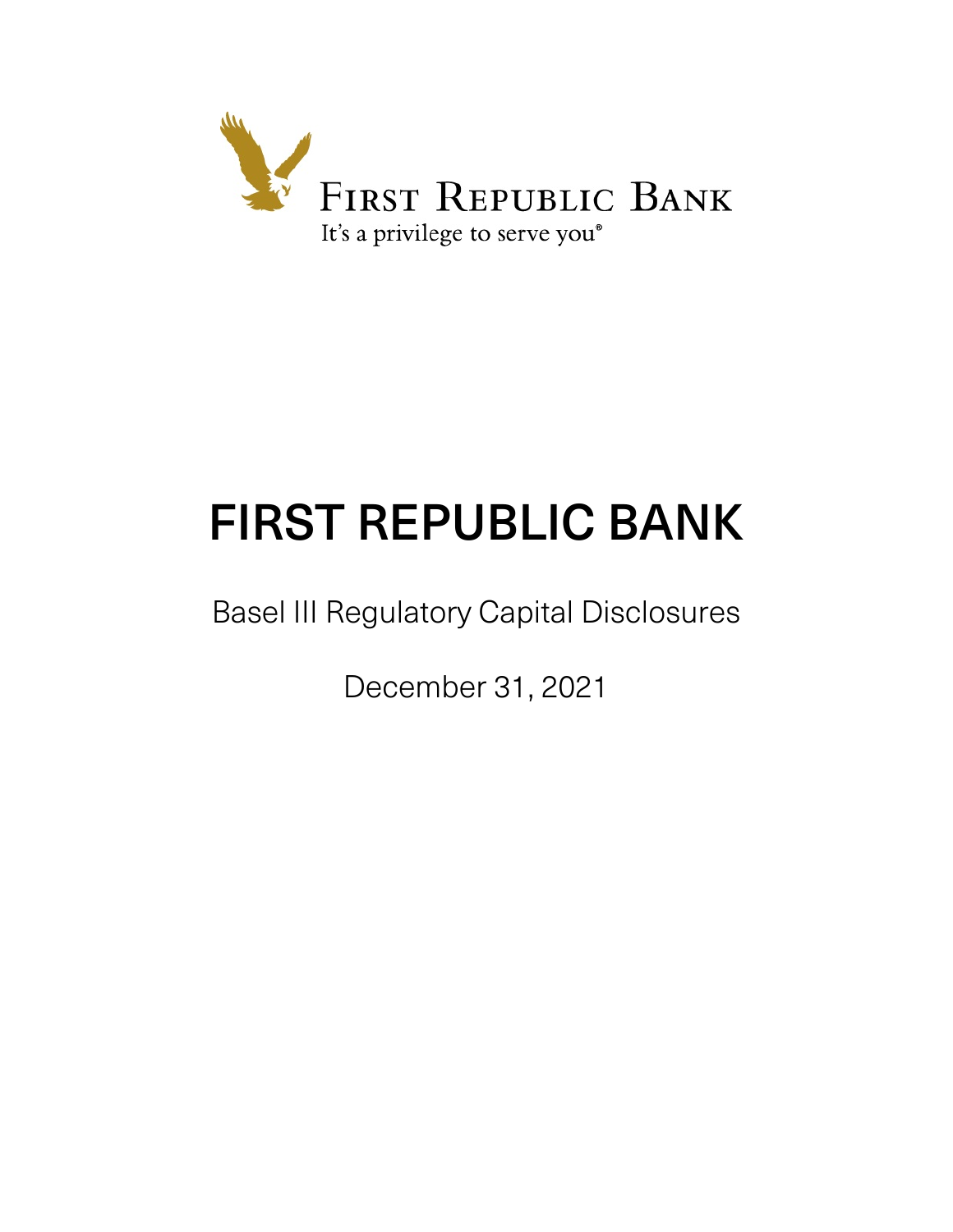FIRST REPUBLIC BANK

It's a privilege to serve you®

# FIRST REPUBLIC BANK

Basel III Regulatory Capital Disclosures

December 31, 2021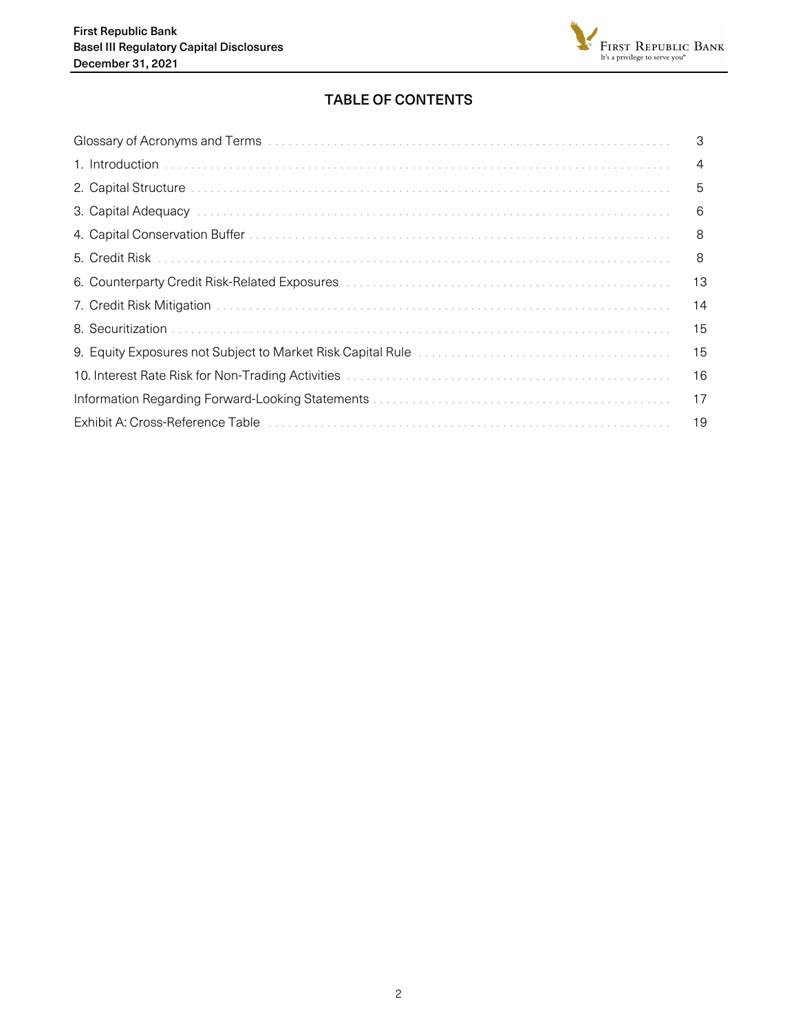## TABLE OF CONTENTS

| | |
|---|---|
| Glossary of Acronyms and Terms | 3 |
| 1. Introduction | 4 |
| 2. Capital Structure | 5 |
| 3. Capital Adequacy | 6 |
| 4. Capital Conservation Buffer | 8 |
| 5. Credit Risk | 8 |
| 6. Counterparty Credit Risk-Related Exposures | 13 |
| 7. Credit Risk Mitigation | 14 |
| 8. Securitization | 15 |
| 9. Equity Exposures not Subject to Market Risk Capital Rule | 15 |
| 10. Interest Rate Risk for Non-Trading Activities | 16 |
| Information Regarding Forward-Looking Statements | 17 |
| Exhibit A: Cross-Reference Table | 19 |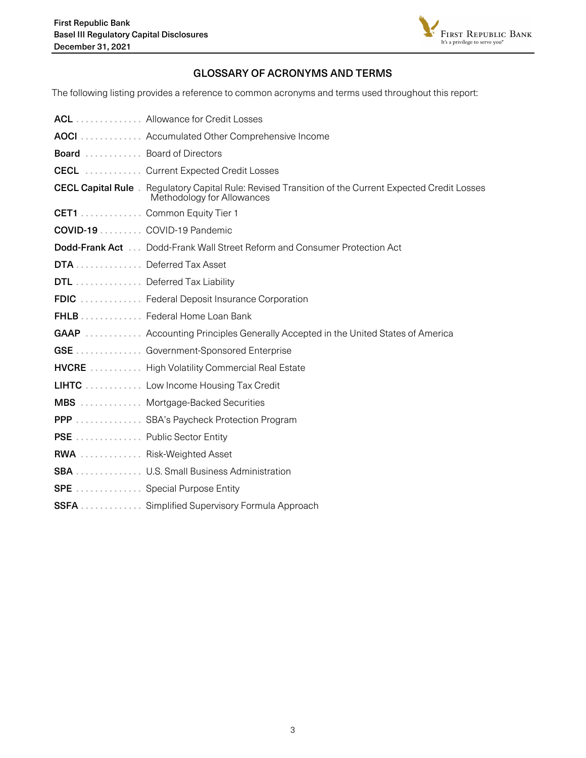## GLOSSARY OF ACRONYMS AND TERMS

The following listing provides a reference to common acronyms and terms used throughout this report:

| Term | Definition |
|---|---|
| **ACL** | Allowance for Credit Losses |
| **AOCI** | Accumulated Other Comprehensive Income |
| **Board** | Board of Directors |
| **CECL** | Current Expected Credit Losses |
| **CECL Capital Rule** | Regulatory Capital Rule: Revised Transition of the Current Expected Credit Losses Methodology for Allowances |
| **CET1** | Common Equity Tier 1 |
| **COVID-19** | COVID-19 Pandemic |
| **Dodd-Frank Act** | Dodd-Frank Wall Street Reform and Consumer Protection Act |
| **DTA** | Deferred Tax Asset |
| **DTL** | Deferred Tax Liability |
| **FDIC** | Federal Deposit Insurance Corporation |
| **FHLB** | Federal Home Loan Bank |
| **GAAP** | Accounting Principles Generally Accepted in the United States of America |
| **GSE** | Government-Sponsored Enterprise |
| **HVCRE** | High Volatility Commercial Real Estate |
| **LIHTC** | Low Income Housing Tax Credit |
| **MBS** | Mortgage-Backed Securities |
| **PPP** | SBA's Paycheck Protection Program |
| **PSE** | Public Sector Entity |
| **RWA** | Risk-Weighted Asset |
| **SBA** | U.S. Small Business Administration |
| **SPE** | Special Purpose Entity |
| **SSFA** | Simplified Supervisory Formula Approach |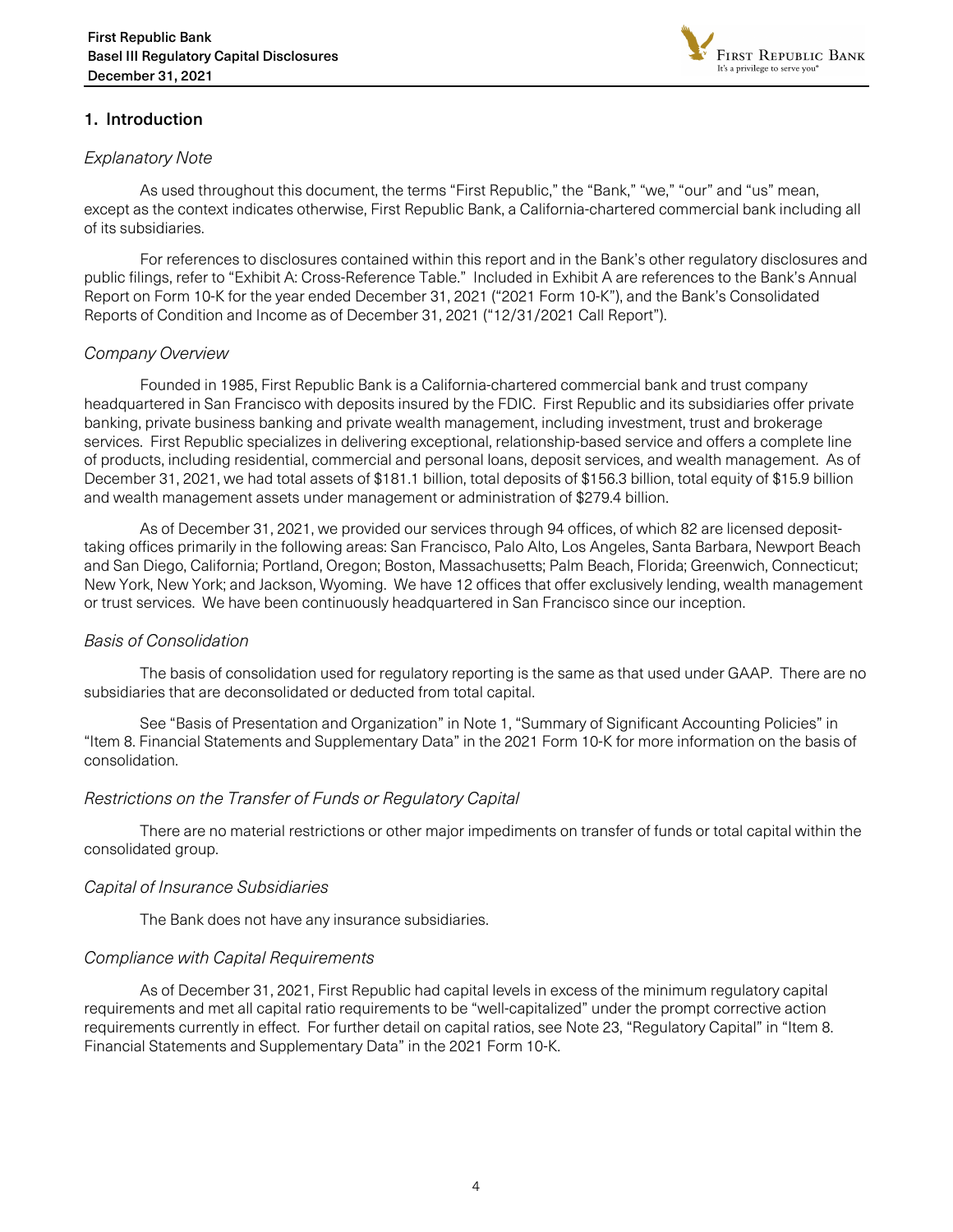## 1. Introduction

### *Explanatory Note*

As used throughout this document, the terms "First Republic," the "Bank," "we," "our" and "us" mean, except as the context indicates otherwise, First Republic Bank, a California-chartered commercial bank including all of its subsidiaries.

For references to disclosures contained within this report and in the Bank's other regulatory disclosures and public filings, refer to "Exhibit A: Cross-Reference Table." Included in Exhibit A are references to the Bank's Annual Report on Form 10-K for the year ended December 31, 2021 ("2021 Form 10-K"), and the Bank's Consolidated Reports of Condition and Income as of December 31, 2021 ("12/31/2021 Call Report").

### *Company Overview*

Founded in 1985, First Republic Bank is a California-chartered commercial bank and trust company headquartered in San Francisco with deposits insured by the FDIC. First Republic and its subsidiaries offer private banking, private business banking and private wealth management, including investment, trust and brokerage services. First Republic specializes in delivering exceptional, relationship-based service and offers a complete line of products, including residential, commercial and personal loans, deposit services, and wealth management. As of December 31, 2021, we had total assets of $181.1 billion, total deposits of $156.3 billion, total equity of $15.9 billion and wealth management assets under management or administration of $279.4 billion.

As of December 31, 2021, we provided our services through 94 offices, of which 82 are licensed deposit-taking offices primarily in the following areas: San Francisco, Palo Alto, Los Angeles, Santa Barbara, Newport Beach and San Diego, California; Portland, Oregon; Boston, Massachusetts; Palm Beach, Florida; Greenwich, Connecticut; New York, New York; and Jackson, Wyoming. We have 12 offices that offer exclusively lending, wealth management or trust services. We have been continuously headquartered in San Francisco since our inception.

### *Basis of Consolidation*

The basis of consolidation used for regulatory reporting is the same as that used under GAAP. There are no subsidiaries that are deconsolidated or deducted from total capital.

See "Basis of Presentation and Organization" in Note 1, "Summary of Significant Accounting Policies" in "Item 8. Financial Statements and Supplementary Data" in the 2021 Form 10-K for more information on the basis of consolidation.

### *Restrictions on the Transfer of Funds or Regulatory Capital*

There are no material restrictions or other major impediments on transfer of funds or total capital within the consolidated group.

### *Capital of Insurance Subsidiaries*

The Bank does not have any insurance subsidiaries.

### *Compliance with Capital Requirements*

As of December 31, 2021, First Republic had capital levels in excess of the minimum regulatory capital requirements and met all capital ratio requirements to be "well-capitalized" under the prompt corrective action requirements currently in effect. For further detail on capital ratios, see Note 23, "Regulatory Capital" in "Item 8. Financial Statements and Supplementary Data" in the 2021 Form 10-K.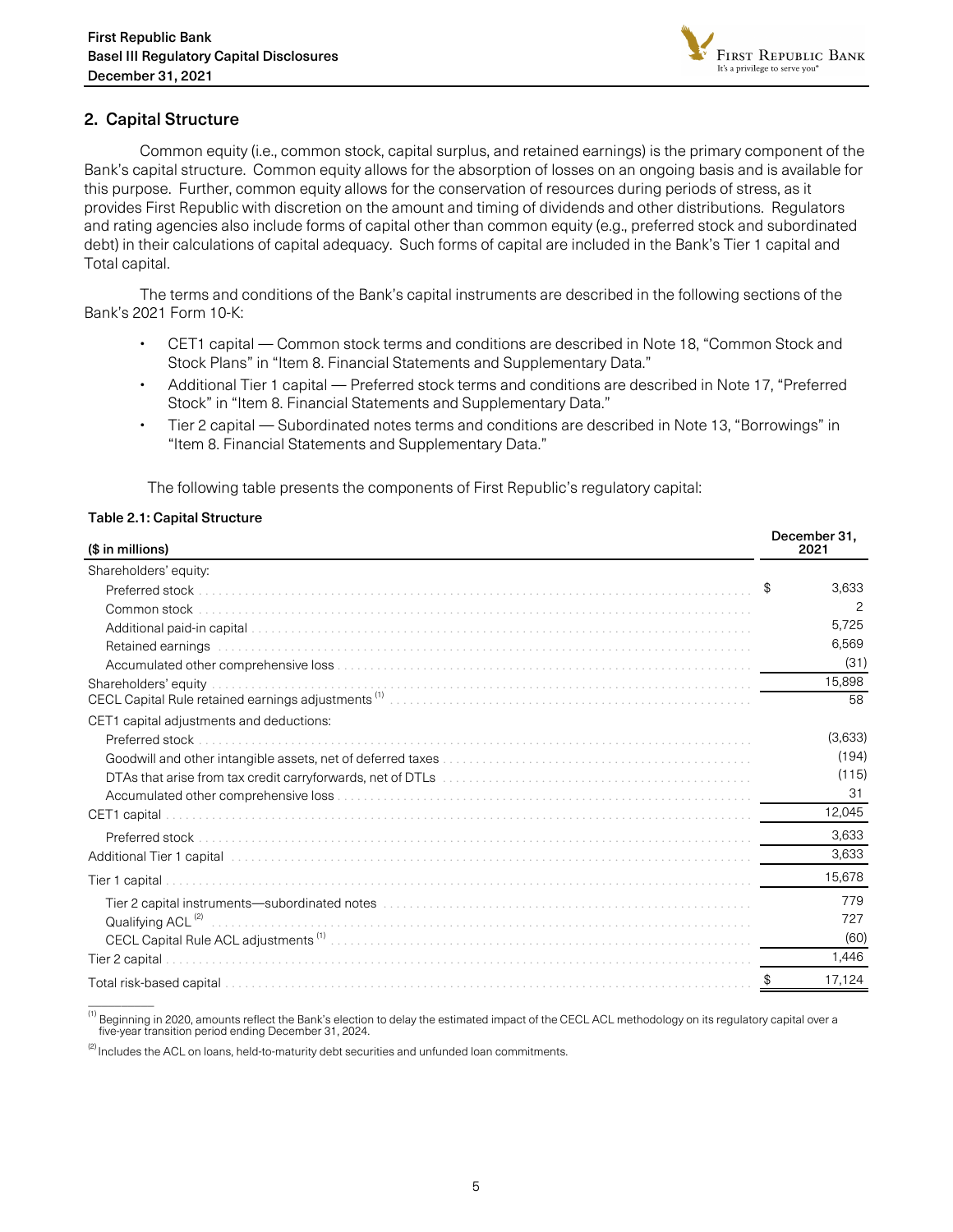## 2. Capital Structure

Common equity (i.e., common stock, capital surplus, and retained earnings) is the primary component of the Bank's capital structure. Common equity allows for the absorption of losses on an ongoing basis and is available for this purpose. Further, common equity allows for the conservation of resources during periods of stress, as it provides First Republic with discretion on the amount and timing of dividends and other distributions. Regulators and rating agencies also include forms of capital other than common equity (e.g., preferred stock and subordinated debt) in their calculations of capital adequacy. Such forms of capital are included in the Bank's Tier 1 capital and Total capital.

The terms and conditions of the Bank's capital instruments are described in the following sections of the Bank's 2021 Form 10-K:

- CET1 capital — Common stock terms and conditions are described in Note 18, "Common Stock and Stock Plans" in "Item 8. Financial Statements and Supplementary Data."
- Additional Tier 1 capital — Preferred stock terms and conditions are described in Note 17, "Preferred Stock" in "Item 8. Financial Statements and Supplementary Data."
- Tier 2 capital — Subordinated notes terms and conditions are described in Note 13, "Borrowings" in "Item 8. Financial Statements and Supplementary Data."

The following table presents the components of First Republic's regulatory capital:

**Table 2.1: Capital Structure**

| ($ in millions) | December 31, 2021 |
|---|---|
| Shareholders' equity: | |
| Preferred stock | $ 3,633 |
| Common stock | 2 |
| Additional paid-in capital | 5,725 |
| Retained earnings | 6,569 |
| Accumulated other comprehensive loss | (31) |
| Shareholders' equity | 15,898 |
| CECL Capital Rule retained earnings adjustments [1] | 58 |
| CET1 capital adjustments and deductions: | |
| Preferred stock | (3,633) |
| Goodwill and other intangible assets, net of deferred taxes | (194) |
| DTAs that arise from tax credit carryforwards, net of DTLs | (115) |
| Accumulated other comprehensive loss | 31 |
| CET1 capital | 12,045 |
| Preferred stock | 3,633 |
| Additional Tier 1 capital | 3,633 |
| Tier 1 capital | 15,678 |
| Tier 2 capital instruments—subordinated notes | 779 |
| Qualifying ACL [2] | 727 |
| CECL Capital Rule ACL adjustments [1] | (60) |
| Tier 2 capital | 1,446 |
| Total risk-based capital | $ 17,124 |

[1] Beginning in 2020, amounts reflect the Bank's election to delay the estimated impact of the CECL ACL methodology on its regulatory capital over a five-year transition period ending December 31, 2024.

[2] Includes the ACL on loans, held-to-maturity debt securities and unfunded loan commitments.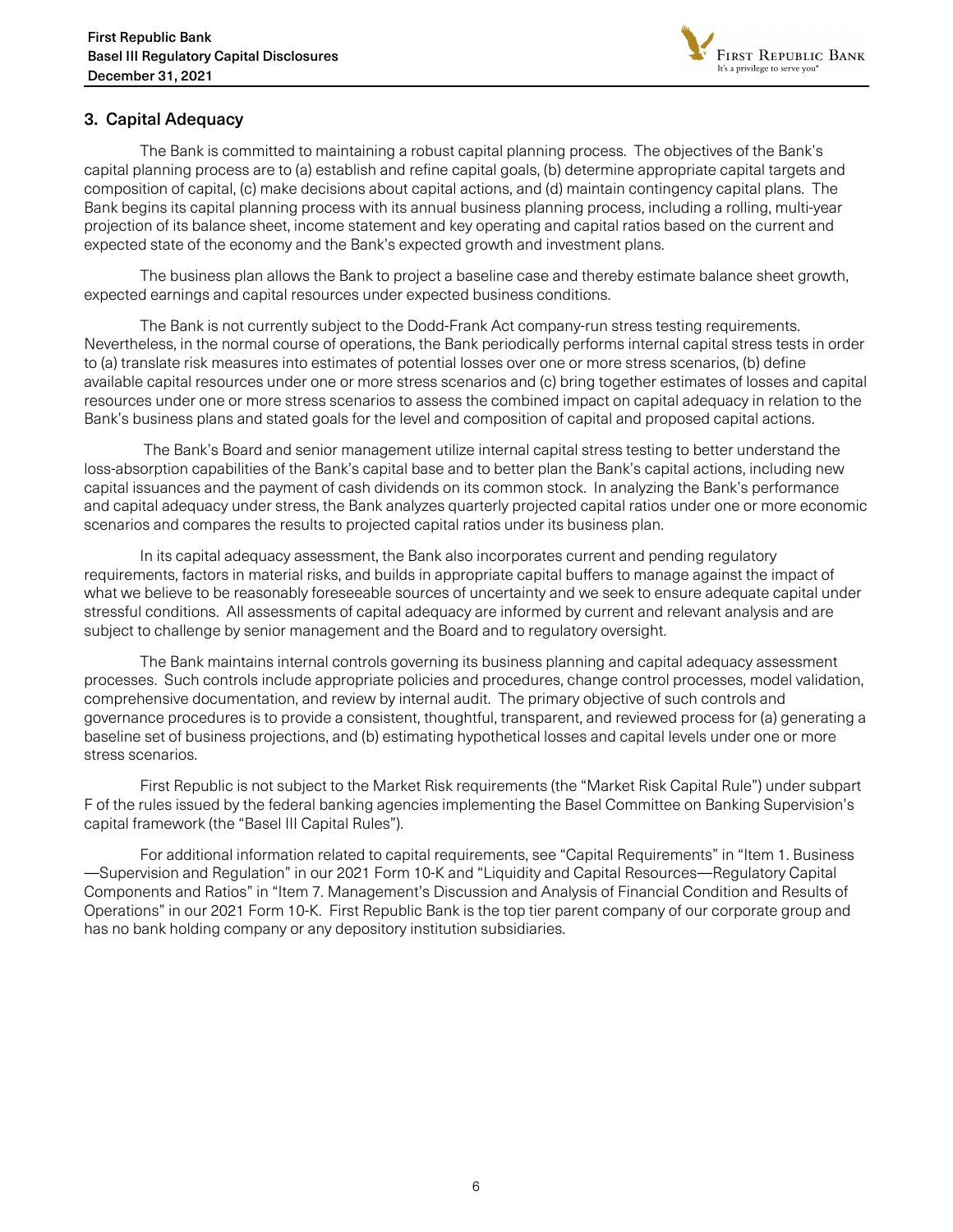## 3. Capital Adequacy

The Bank is committed to maintaining a robust capital planning process. The objectives of the Bank's capital planning process are to (a) establish and refine capital goals, (b) determine appropriate capital targets and composition of capital, (c) make decisions about capital actions, and (d) maintain contingency capital plans. The Bank begins its capital planning process with its annual business planning process, including a rolling, multi-year projection of its balance sheet, income statement and key operating and capital ratios based on the current and expected state of the economy and the Bank's expected growth and investment plans.

The business plan allows the Bank to project a baseline case and thereby estimate balance sheet growth, expected earnings and capital resources under expected business conditions.

The Bank is not currently subject to the Dodd-Frank Act company-run stress testing requirements. Nevertheless, in the normal course of operations, the Bank periodically performs internal capital stress tests in order to (a) translate risk measures into estimates of potential losses over one or more stress scenarios, (b) define available capital resources under one or more stress scenarios and (c) bring together estimates of losses and capital resources under one or more stress scenarios to assess the combined impact on capital adequacy in relation to the Bank's business plans and stated goals for the level and composition of capital and proposed capital actions.

The Bank's Board and senior management utilize internal capital stress testing to better understand the loss-absorption capabilities of the Bank's capital base and to better plan the Bank's capital actions, including new capital issuances and the payment of cash dividends on its common stock. In analyzing the Bank's performance and capital adequacy under stress, the Bank analyzes quarterly projected capital ratios under one or more economic scenarios and compares the results to projected capital ratios under its business plan.

In its capital adequacy assessment, the Bank also incorporates current and pending regulatory requirements, factors in material risks, and builds in appropriate capital buffers to manage against the impact of what we believe to be reasonably foreseeable sources of uncertainty and we seek to ensure adequate capital under stressful conditions. All assessments of capital adequacy are informed by current and relevant analysis and are subject to challenge by senior management and the Board and to regulatory oversight.

The Bank maintains internal controls governing its business planning and capital adequacy assessment processes. Such controls include appropriate policies and procedures, change control processes, model validation, comprehensive documentation, and review by internal audit. The primary objective of such controls and governance procedures is to provide a consistent, thoughtful, transparent, and reviewed process for (a) generating a baseline set of business projections, and (b) estimating hypothetical losses and capital levels under one or more stress scenarios.

First Republic is not subject to the Market Risk requirements (the "Market Risk Capital Rule") under subpart F of the rules issued by the federal banking agencies implementing the Basel Committee on Banking Supervision's capital framework (the "Basel III Capital Rules").

For additional information related to capital requirements, see "Capital Requirements" in "Item 1. Business—Supervision and Regulation" in our 2021 Form 10-K and "Liquidity and Capital Resources—Regulatory Capital Components and Ratios" in "Item 7. Management's Discussion and Analysis of Financial Condition and Results of Operations" in our 2021 Form 10-K. First Republic Bank is the top tier parent company of our corporate group and has no bank holding company or any depository institution subsidiaries.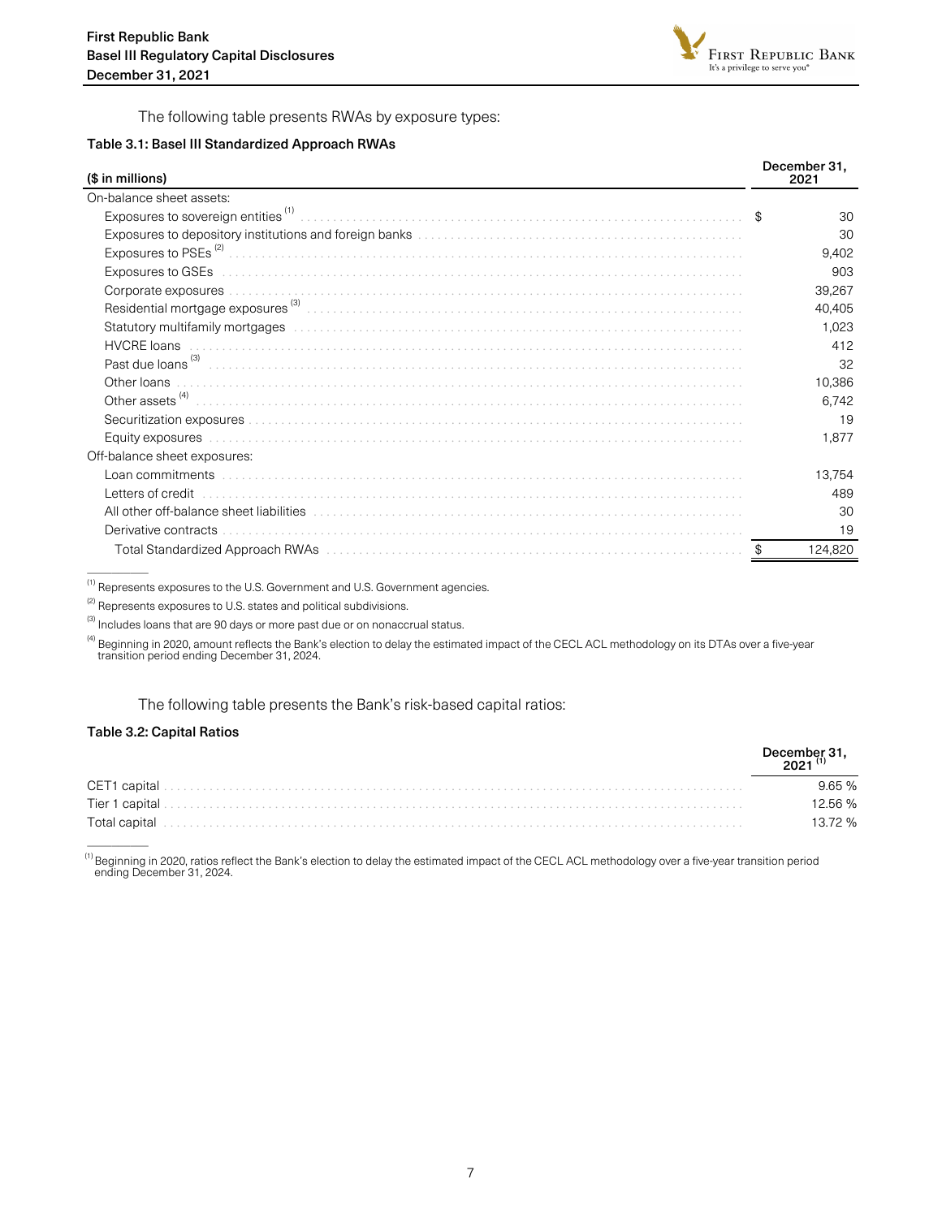The following table presents RWAs by exposure types:

**Table 3.1: Basel III Standardized Approach RWAs**

| ($ in millions) | December 31, 2021 |
|---|---|
| On-balance sheet assets: | |
| Exposures to sovereign entities [1] | $ 30 |
| Exposures to depository institutions and foreign banks | 30 |
| Exposures to PSEs [2] | 9,402 |
| Exposures to GSEs | 903 |
| Corporate exposures | 39,267 |
| Residential mortgage exposures [3] | 40,405 |
| Statutory multifamily mortgages | 1,023 |
| HVCRE loans | 412 |
| Past due loans [3] | 32 |
| Other loans | 10,386 |
| Other assets [4] | 6,742 |
| Securitization exposures | 19 |
| Equity exposures | 1,877 |
| Off-balance sheet exposures: | |
| Loan commitments | 13,754 |
| Letters of credit | 489 |
| All other off-balance sheet liabilities | 30 |
| Derivative contracts | 19 |
| Total Standardized Approach RWAs | $ 124,820 |

[1] Represents exposures to the U.S. Government and U.S. Government agencies.

[2] Represents exposures to U.S. states and political subdivisions.

[3] Includes loans that are 90 days or more past due or on nonaccrual status.

[4] Beginning in 2020, amount reflects the Bank's election to delay the estimated impact of the CECL ACL methodology on its DTAs over a five-year transition period ending December 31, 2024.

The following table presents the Bank's risk-based capital ratios:

**Table 3.2: Capital Ratios**

| | December 31, 2021 [1] |
|---|---|
| CET1 capital | 9.65 % |
| Tier 1 capital | 12.56 % |
| Total capital | 13.72 % |

[1] Beginning in 2020, ratios reflect the Bank's election to delay the estimated impact of the CECL ACL methodology over a five-year transition period ending December 31, 2024.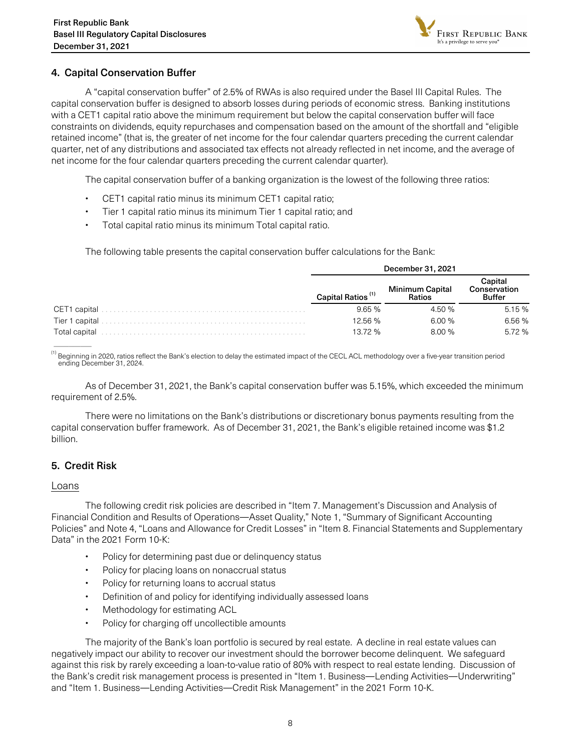## 4. Capital Conservation Buffer

A "capital conservation buffer" of 2.5% of RWAs is also required under the Basel III Capital Rules. The capital conservation buffer is designed to absorb losses during periods of economic stress. Banking institutions with a CET1 capital ratio above the minimum requirement but below the capital conservation buffer will face constraints on dividends, equity repurchases and compensation based on the amount of the shortfall and "eligible retained income" (that is, the greater of net income for the four calendar quarters preceding the current calendar quarter, net of any distributions and associated tax effects not already reflected in net income, and the average of net income for the four calendar quarters preceding the current calendar quarter).

The capital conservation buffer of a banking organization is the lowest of the following three ratios:

- CET1 capital ratio minus its minimum CET1 capital ratio;
- Tier 1 capital ratio minus its minimum Tier 1 capital ratio; and
- Total capital ratio minus its minimum Total capital ratio.

The following table presents the capital conservation buffer calculations for the Bank:

| | December 31, 2021 | | |
|---|---|---|---|
| | Capital Ratios [1] | Minimum Capital Ratios | Capital Conservation Buffer |
| CET1 capital | 9.65 % | 4.50 % | 5.15 % |
| Tier 1 capital | 12.56 % | 6.00 % | 6.56 % |
| Total capital | 13.72 % | 8.00 % | 5.72 % |

[1] Beginning in 2020, ratios reflect the Bank's election to delay the estimated impact of the CECL ACL methodology over a five-year transition period ending December 31, 2024.

As of December 31, 2021, the Bank's capital conservation buffer was 5.15%, which exceeded the minimum requirement of 2.5%.

There were no limitations on the Bank's distributions or discretionary bonus payments resulting from the capital conservation buffer framework. As of December 31, 2021, the Bank's eligible retained income was $1.2 billion.

## 5. Credit Risk

Loans

The following credit risk policies are described in "Item 7. Management's Discussion and Analysis of Financial Condition and Results of Operations—Asset Quality," Note 1, "Summary of Significant Accounting Policies" and Note 4, "Loans and Allowance for Credit Losses" in "Item 8. Financial Statements and Supplementary Data" in the 2021 Form 10-K:

- Policy for determining past due or delinquency status
- Policy for placing loans on nonaccrual status
- Policy for returning loans to accrual status
- Definition of and policy for identifying individually assessed loans
- Methodology for estimating ACL
- Policy for charging off uncollectible amounts

The majority of the Bank's loan portfolio is secured by real estate. A decline in real estate values can negatively impact our ability to recover our investment should the borrower become delinquent. We safeguard against this risk by rarely exceeding a loan-to-value ratio of 80% with respect to real estate lending. Discussion of the Bank's credit risk management process is presented in "Item 1. Business—Lending Activities—Underwriting" and "Item 1. Business—Lending Activities—Credit Risk Management" in the 2021 Form 10-K.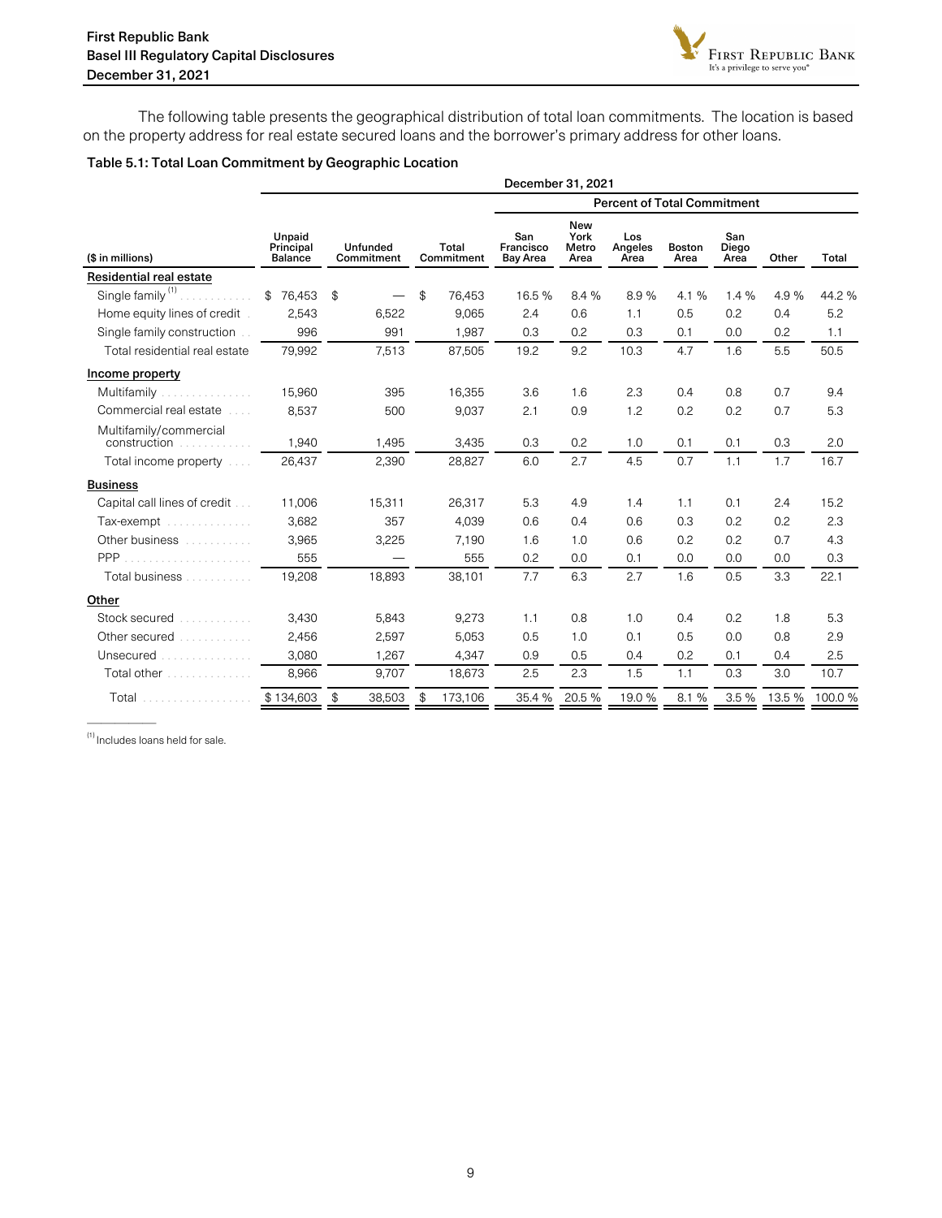The following table presents the geographical distribution of total loan commitments. The location is based on the property address for real estate secured loans and the borrower's primary address for other loans.

**Table 5.1: Total Loan Commitment by Geographic Location**

| | December 31, 2021 | | | | | | | | | |
|---|---|---|---|---|---|---|---|---|---|---|
| | | | | Percent of Total Commitment | | | | | | |
| ($ in millions) | Unpaid Principal Balance | Unfunded Commitment | Total Commitment | San Francisco Bay Area | New York Metro Area | Los Angeles Area | Boston Area | San Diego Area | Other | Total |
| **Residential real estate** | | | | | | | | | | |
| Single family [1] | $ 76,453 | $ — | $ 76,453 | 16.5 % | 8.4 % | 8.9 % | 4.1 % | 1.4 % | 4.9 % | 44.2 % |
| Home equity lines of credit | 2,543 | 6,522 | 9,065 | 2.4 | 0.6 | 1.1 | 0.5 | 0.2 | 0.4 | 5.2 |
| Single family construction | 996 | 991 | 1,987 | 0.3 | 0.2 | 0.3 | 0.1 | 0.0 | 0.2 | 1.1 |
| Total residential real estate | 79,992 | 7,513 | 87,505 | 19.2 | 9.2 | 10.3 | 4.7 | 1.6 | 5.5 | 50.5 |
| **Income property** | | | | | | | | | | |
| Multifamily | 15,960 | 395 | 16,355 | 3.6 | 1.6 | 2.3 | 0.4 | 0.8 | 0.7 | 9.4 |
| Commercial real estate | 8,537 | 500 | 9,037 | 2.1 | 0.9 | 1.2 | 0.2 | 0.2 | 0.7 | 5.3 |
| Multifamily/commercial construction | 1,940 | 1,495 | 3,435 | 0.3 | 0.2 | 1.0 | 0.1 | 0.1 | 0.3 | 2.0 |
| Total income property | 26,437 | 2,390 | 28,827 | 6.0 | 2.7 | 4.5 | 0.7 | 1.1 | 1.7 | 16.7 |
| **Business** | | | | | | | | | | |
| Capital call lines of credit | 11,006 | 15,311 | 26,317 | 5.3 | 4.9 | 1.4 | 1.1 | 0.1 | 2.4 | 15.2 |
| Tax-exempt | 3,682 | 357 | 4,039 | 0.6 | 0.4 | 0.6 | 0.3 | 0.2 | 0.2 | 2.3 |
| Other business | 3,965 | 3,225 | 7,190 | 1.6 | 1.0 | 0.6 | 0.2 | 0.2 | 0.7 | 4.3 |
| PPP | 555 | — | 555 | 0.2 | 0.0 | 0.1 | 0.0 | 0.0 | 0.0 | 0.3 |
| Total business | 19,208 | 18,893 | 38,101 | 7.7 | 6.3 | 2.7 | 1.6 | 0.5 | 3.3 | 22.1 |
| **Other** | | | | | | | | | | |
| Stock secured | 3,430 | 5,843 | 9,273 | 1.1 | 0.8 | 1.0 | 0.4 | 0.2 | 1.8 | 5.3 |
| Other secured | 2,456 | 2,597 | 5,053 | 0.5 | 1.0 | 0.1 | 0.5 | 0.0 | 0.8 | 2.9 |
| Unsecured | 3,080 | 1,267 | 4,347 | 0.9 | 0.5 | 0.4 | 0.2 | 0.1 | 0.4 | 2.5 |
| Total other | 8,966 | 9,707 | 18,673 | 2.5 | 2.3 | 1.5 | 1.1 | 0.3 | 3.0 | 10.7 |
| Total | $ 134,603 | $ 38,503 | $ 173,106 | 35.4 % | 20.5 % | 19.0 % | 8.1 % | 3.5 % | 13.5 % | 100.0 % |

[1] Includes loans held for sale.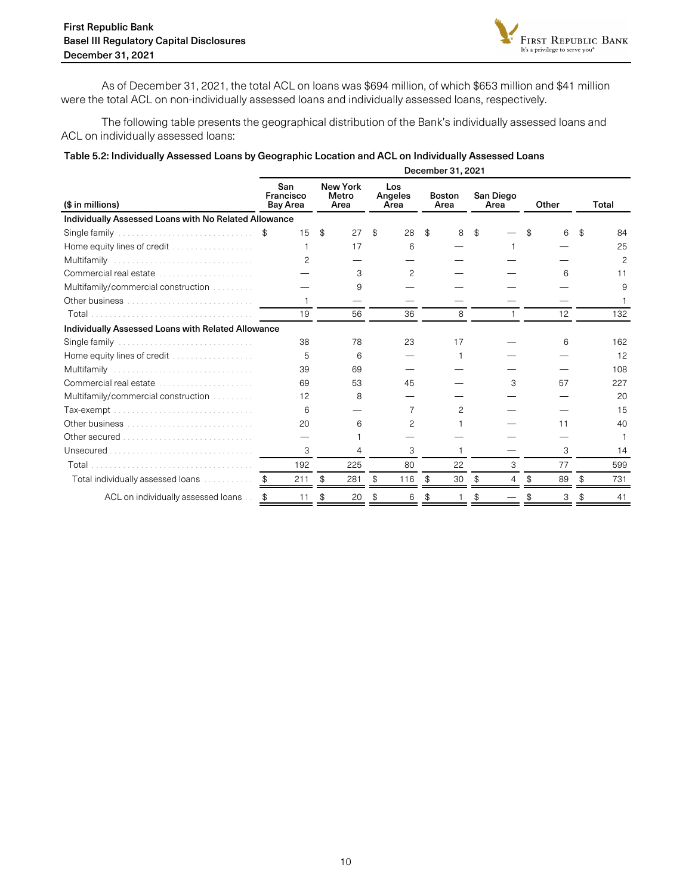As of December 31, 2021, the total ACL on loans was $694 million, of which $653 million and $41 million were the total ACL on non-individually assessed loans and individually assessed loans, respectively.

The following table presents the geographical distribution of the Bank's individually assessed loans and ACL on individually assessed loans:

**Table 5.2: Individually Assessed Loans by Geographic Location and ACL on Individually Assessed Loans**

| | December 31, 2021 | | | | | | |
|---|---|---|---|---|---|---|---|
| ($ in millions) | San Francisco Bay Area | New York Metro Area | Los Angeles Area | Boston Area | San Diego Area | Other | Total |
| **Individually Assessed Loans with No Related Allowance** | | | | | | | |
| Single family | $ 15 | $ 27 | $ 28 | $ 8 | $ — | $ 6 | $ 84 |
| Home equity lines of credit | 1 | 17 | 6 | — | 1 | — | 25 |
| Multifamily | 2 | — | — | — | — | — | 2 |
| Commercial real estate | — | 3 | 2 | — | — | 6 | 11 |
| Multifamily/commercial construction | — | 9 | — | — | — | — | 9 |
| Other business | 1 | — | — | — | — | — | 1 |
| Total | 19 | 56 | 36 | 8 | 1 | 12 | 132 |
| **Individually Assessed Loans with Related Allowance** | | | | | | | |
| Single family | 38 | 78 | 23 | 17 | — | 6 | 162 |
| Home equity lines of credit | 5 | 6 | — | 1 | — | — | 12 |
| Multifamily | 39 | 69 | — | — | — | — | 108 |
| Commercial real estate | 69 | 53 | 45 | — | 3 | 57 | 227 |
| Multifamily/commercial construction | 12 | 8 | — | — | — | — | 20 |
| Tax-exempt | 6 | — | 7 | 2 | — | — | 15 |
| Other business | 20 | 6 | 2 | 1 | — | 11 | 40 |
| Other secured | — | 1 | — | — | — | — | 1 |
| Unsecured | 3 | 4 | 3 | 1 | — | 3 | 14 |
| Total | 192 | 225 | 80 | 22 | 3 | 77 | 599 |
| Total individually assessed loans | $ 211 | $ 281 | $ 116 | $ 30 | $ 4 | $ 89 | $ 731 |
| ACL on individually assessed loans | $ 11 | $ 20 | $ 6 | $ 1 | $ — | $ 3 | $ 41 |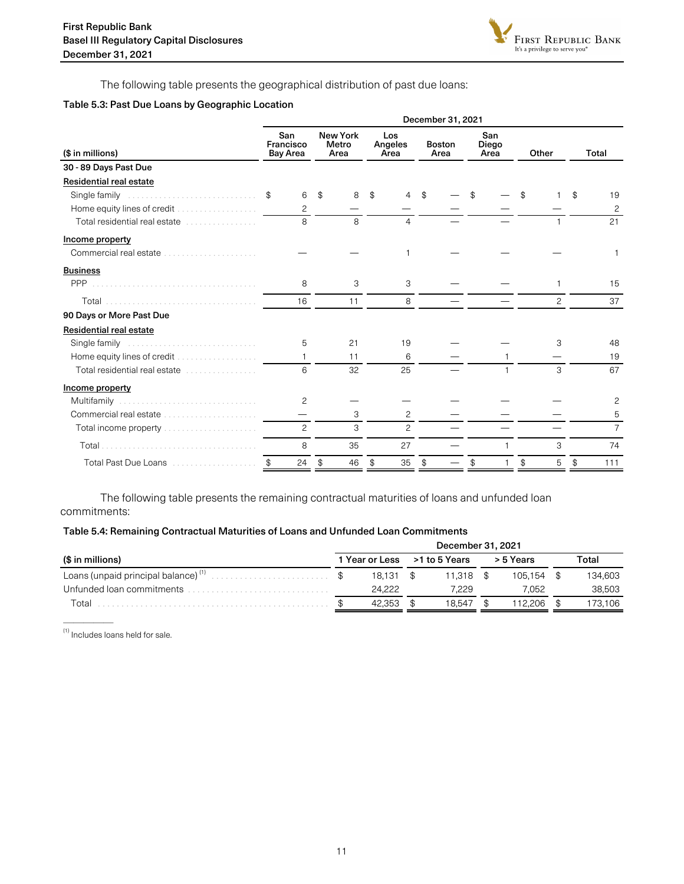The following table presents the geographical distribution of past due loans:

**Table 5.3: Past Due Loans by Geographic Location**

| | December 31, 2021 | | | | | | |
|---|---|---|---|---|---|---|---|
| ($ in millions) | San Francisco Bay Area | New York Metro Area | Los Angeles Area | Boston Area | San Diego Area | Other | Total |
| **30 - 89 Days Past Due** | | | | | | | |
| Residential real estate | | | | | | | |
| Single family | $ 6 | $ 8 | $ 4 | $ — | $ — | $ 1 | $ 19 |
| Home equity lines of credit | 2 | — | — | — | — | — | 2 |
| Total residential real estate | 8 | 8 | 4 | — | — | 1 | 21 |
| Income property | | | | | | | |
| Commercial real estate | — | — | 1 | — | — | — | 1 |
| Business | | | | | | | |
| PPP | 8 | 3 | 3 | — | — | 1 | 15 |
| Total | 16 | 11 | 8 | — | — | 2 | 37 |
| **90 Days or More Past Due** | | | | | | | |
| Residential real estate | | | | | | | |
| Single family | 5 | 21 | 19 | — | — | 3 | 48 |
| Home equity lines of credit | 1 | 11 | 6 | — | 1 | — | 19 |
| Total residential real estate | 6 | 32 | 25 | — | 1 | 3 | 67 |
| Income property | | | | | | | |
| Multifamily | 2 | — | — | — | — | — | 2 |
| Commercial real estate | — | 3 | 2 | — | — | — | 5 |
| Total income property | 2 | 3 | 2 | — | — | — | 7 |
| Total | 8 | 35 | 27 | — | 1 | 3 | 74 |
| Total Past Due Loans | $ 24 | $ 46 | $ 35 | $ — | $ 1 | $ 5 | $ 111 |

The following table presents the remaining contractual maturities of loans and unfunded loan commitments:

**Table 5.4: Remaining Contractual Maturities of Loans and Unfunded Loan Commitments**

| | December 31, 2021 | | | |
|---|---|---|---|---|
| ($ in millions) | 1 Year or Less | >1 to 5 Years | > 5 Years | Total |
| Loans (unpaid principal balance) [1] | $ 18,131 | $ 11,318 | $ 105,154 | $ 134,603 |
| Unfunded loan commitments | 24,222 | 7,229 | 7,052 | 38,503 |
| Total | $ 42,353 | $ 18,547 | $ 112,206 | $ 173,106 |

[1] Includes loans held for sale.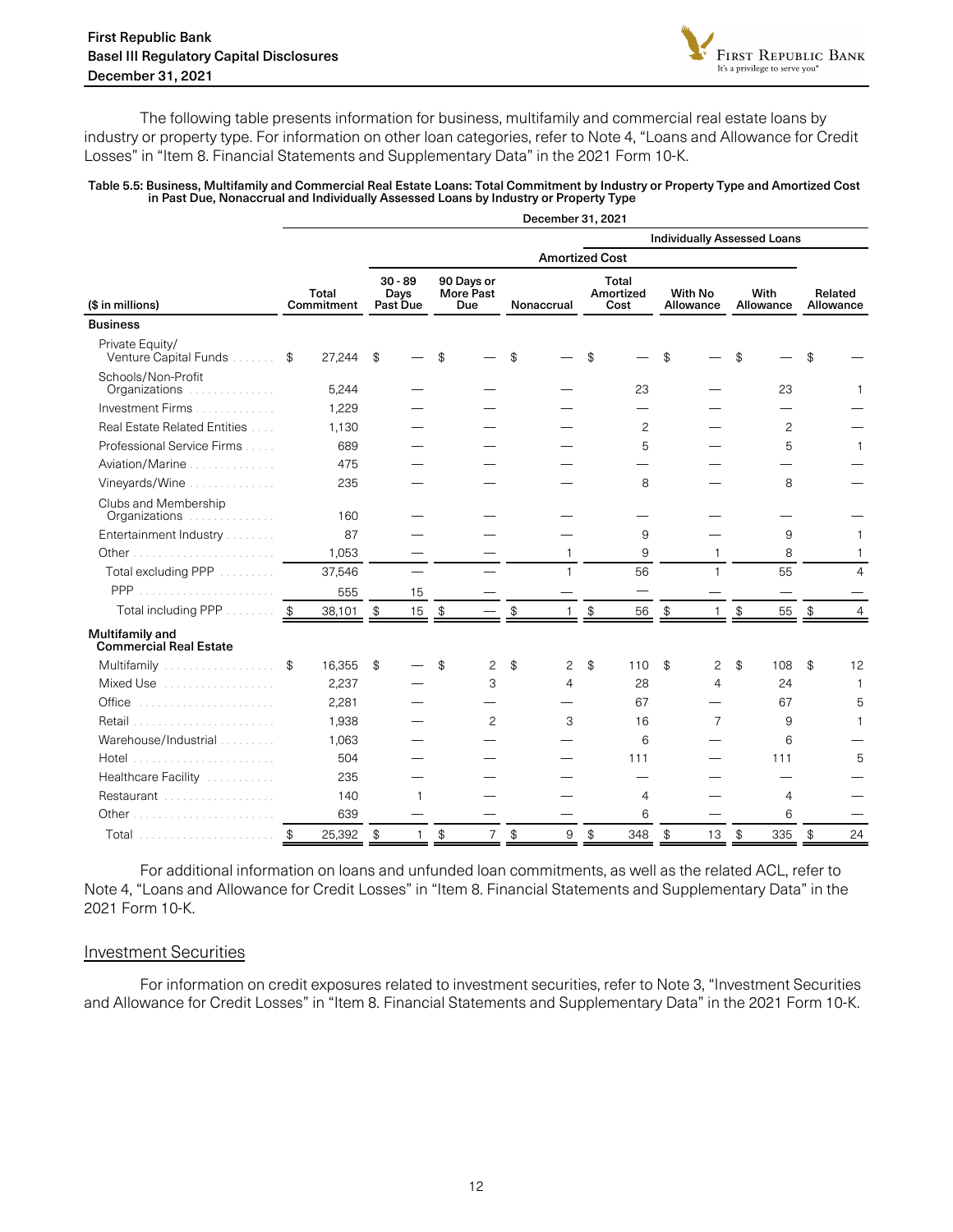The following table presents information for business, multifamily and commercial real estate loans by industry or property type. For information on other loan categories, refer to Note 4, "Loans and Allowance for Credit Losses" in "Item 8. Financial Statements and Supplementary Data" in the 2021 Form 10-K.

**Table 5.5: Business, Multifamily and Commercial Real Estate Loans: Total Commitment by Industry or Property Type and Amortized Cost in Past Due, Nonaccrual and Individually Assessed Loans by Industry or Property Type**

| | December 31, 2021 | | | | | | | |
|---|---|---|---|---|---|---|---|---|
| | | | | | Individually Assessed Loans | | | |
| | | Amortized Cost | | | | | | |
| ($ in millions) | Total Commitment | 30 - 89 Days Past Due | 90 Days or More Past Due | Nonaccrual | Total Amortized Cost | With No Allowance | With Allowance | Related Allowance |
| **Business** | | | | | | | | |
| Private Equity/ Venture Capital Funds | $ 27,244 | $ — | $ — | $ — | $ — | $ — | $ — | $ — |
| Schools/Non-Profit Organizations | 5,244 | — | — | — | 23 | — | 23 | 1 |
| Investment Firms | 1,229 | — | — | — | — | — | — | — |
| Real Estate Related Entities | 1,130 | — | — | — | 2 | — | 2 | — |
| Professional Service Firms | 689 | — | — | — | 5 | — | 5 | 1 |
| Aviation/Marine | 475 | — | — | — | — | — | — | — |
| Vineyards/Wine | 235 | — | — | — | 8 | — | 8 | — |
| Clubs and Membership Organizations | 160 | — | — | — | — | — | — | — |
| Entertainment Industry | 87 | — | — | — | 9 | — | 9 | 1 |
| Other | 1,053 | — | — | 1 | 9 | 1 | 8 | 1 |
| Total excluding PPP | 37,546 | — | — | 1 | 56 | 1 | 55 | 4 |
| PPP | 555 | 15 | — | — | — | — | — | — |
| Total including PPP | $ 38,101 | $ 15 | $ — | $ 1 | $ 56 | $ 1 | $ 55 | $ 4 |
| **Multifamily and Commercial Real Estate** | | | | | | | | |
| Multifamily | $ 16,355 | $ — | $ 2 | $ 2 | $ 110 | $ 2 | $ 108 | $ 12 |
| Mixed Use | 2,237 | — | 3 | 4 | 28 | 4 | 24 | 1 |
| Office | 2,281 | — | — | — | 67 | — | 67 | 5 |
| Retail | 1,938 | — | 2 | 3 | 16 | 7 | 9 | 1 |
| Warehouse/Industrial | 1,063 | — | — | — | 6 | — | 6 | — |
| Hotel | 504 | — | — | — | 111 | — | 111 | 5 |
| Healthcare Facility | 235 | — | — | — | — | — | — | — |
| Restaurant | 140 | 1 | — | — | 4 | — | 4 | — |
| Other | 639 | — | — | — | 6 | — | 6 | — |
| Total | $ 25,392 | $ 1 | $ 7 | $ 9 | $ 348 | $ 13 | $ 335 | $ 24 |

For additional information on loans and unfunded loan commitments, as well as the related ACL, refer to Note 4, "Loans and Allowance for Credit Losses" in "Item 8. Financial Statements and Supplementary Data" in the 2021 Form 10-K.

## Investment Securities

For information on credit exposures related to investment securities, refer to Note 3, "Investment Securities and Allowance for Credit Losses" in "Item 8. Financial Statements and Supplementary Data" in the 2021 Form 10-K.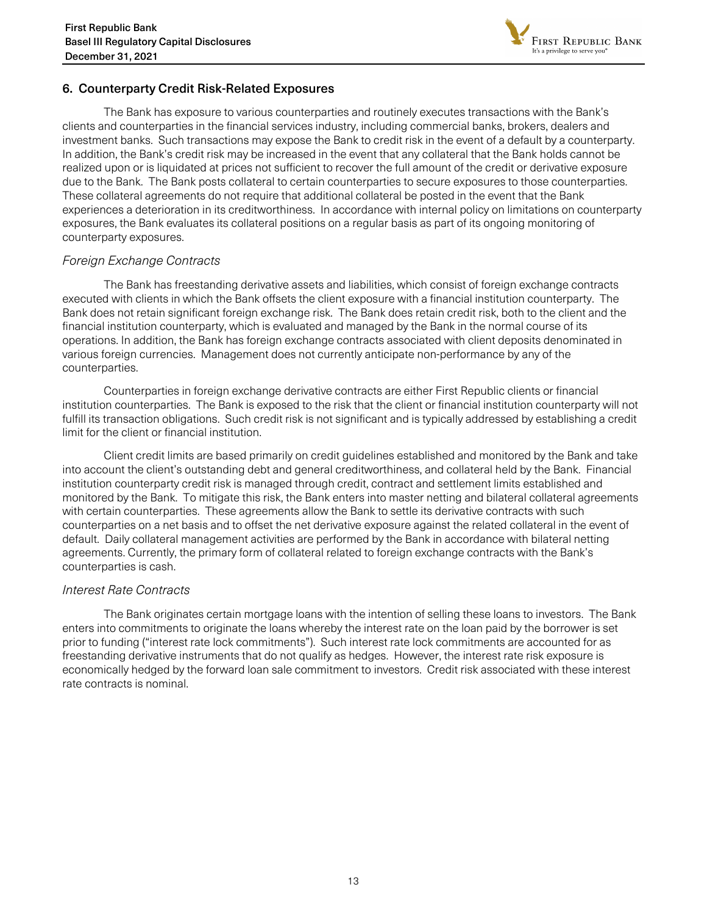## 6. Counterparty Credit Risk-Related Exposures

The Bank has exposure to various counterparties and routinely executes transactions with the Bank's clients and counterparties in the financial services industry, including commercial banks, brokers, dealers and investment banks. Such transactions may expose the Bank to credit risk in the event of a default by a counterparty. In addition, the Bank's credit risk may be increased in the event that any collateral that the Bank holds cannot be realized upon or is liquidated at prices not sufficient to recover the full amount of the credit or derivative exposure due to the Bank. The Bank posts collateral to certain counterparties to secure exposures to those counterparties. These collateral agreements do not require that additional collateral be posted in the event that the Bank experiences a deterioration in its creditworthiness. In accordance with internal policy on limitations on counterparty exposures, the Bank evaluates its collateral positions on a regular basis as part of its ongoing monitoring of counterparty exposures.

*Foreign Exchange Contracts*

The Bank has freestanding derivative assets and liabilities, which consist of foreign exchange contracts executed with clients in which the Bank offsets the client exposure with a financial institution counterparty. The Bank does not retain significant foreign exchange risk. The Bank does retain credit risk, both to the client and the financial institution counterparty, which is evaluated and managed by the Bank in the normal course of its operations. In addition, the Bank has foreign exchange contracts associated with client deposits denominated in various foreign currencies. Management does not currently anticipate non-performance by any of the counterparties.

Counterparties in foreign exchange derivative contracts are either First Republic clients or financial institution counterparties. The Bank is exposed to the risk that the client or financial institution counterparty will not fulfill its transaction obligations. Such credit risk is not significant and is typically addressed by establishing a credit limit for the client or financial institution.

Client credit limits are based primarily on credit guidelines established and monitored by the Bank and take into account the client's outstanding debt and general creditworthiness, and collateral held by the Bank. Financial institution counterparty credit risk is managed through credit, contract and settlement limits established and monitored by the Bank. To mitigate this risk, the Bank enters into master netting and bilateral collateral agreements with certain counterparties. These agreements allow the Bank to settle its derivative contracts with such counterparties on a net basis and to offset the net derivative exposure against the related collateral in the event of default. Daily collateral management activities are performed by the Bank in accordance with bilateral netting agreements. Currently, the primary form of collateral related to foreign exchange contracts with the Bank's counterparties is cash.

*Interest Rate Contracts*

The Bank originates certain mortgage loans with the intention of selling these loans to investors. The Bank enters into commitments to originate the loans whereby the interest rate on the loan paid by the borrower is set prior to funding ("interest rate lock commitments"). Such interest rate lock commitments are accounted for as freestanding derivative instruments that do not qualify as hedges. However, the interest rate risk exposure is economically hedged by the forward loan sale commitment to investors. Credit risk associated with these interest rate contracts is nominal.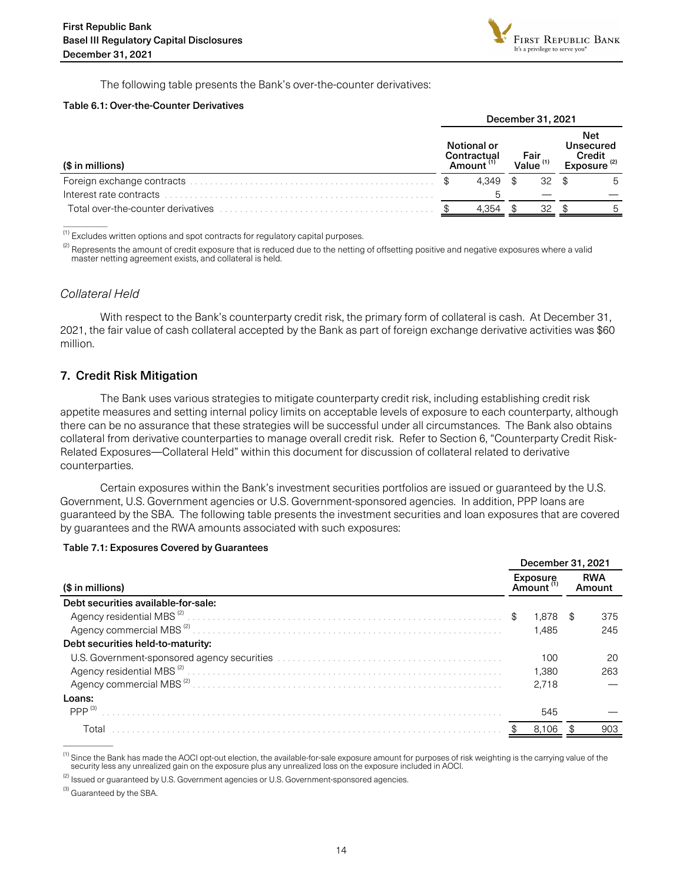The following table presents the Bank's over-the-counter derivatives:

**Table 6.1: Over-the-Counter Derivatives**

| ($ in millions) | December 31, 2021 | | |
|---|---|---|---|
| | Notional or Contractual Amount [(1)] | Fair Value [(1)] | Net Unsecured Credit Exposure [(2)] |
| Foreign exchange contracts | $ 4,349 | $ 32 | $ 5 |
| Interest rate contracts | 5 | — | — |
| Total over-the-counter derivatives | $ 4,354 | $ 32 | $ 5 |

(1) Excludes written options and spot contracts for regulatory capital purposes.

(2) Represents the amount of credit exposure that is reduced due to the netting of offsetting positive and negative exposures where a valid master netting agreement exists, and collateral is held.

*Collateral Held*

With respect to the Bank's counterparty credit risk, the primary form of collateral is cash. At December 31, 2021, the fair value of cash collateral accepted by the Bank as part of foreign exchange derivative activities was $60 million.

## 7. Credit Risk Mitigation

The Bank uses various strategies to mitigate counterparty credit risk, including establishing credit risk appetite measures and setting internal policy limits on acceptable levels of exposure to each counterparty, although there can be no assurance that these strategies will be successful under all circumstances. The Bank also obtains collateral from derivative counterparties to manage overall credit risk. Refer to Section 6, "Counterparty Credit Risk-Related Exposures—Collateral Held" within this document for discussion of collateral related to derivative counterparties.

Certain exposures within the Bank's investment securities portfolios are issued or guaranteed by the U.S. Government, U.S. Government agencies or U.S. Government-sponsored agencies. In addition, PPP loans are guaranteed by the SBA. The following table presents the investment securities and loan exposures that are covered by guarantees and the RWA amounts associated with such exposures:

**Table 7.1: Exposures Covered by Guarantees**

| ($ in millions) | December 31, 2021 | |
|---|---|---|
| | Exposure Amount [(1)] | RWA Amount |
| **Debt securities available-for-sale:** | | |
| Agency residential MBS [(2)] | $ 1,878 | $ 375 |
| Agency commercial MBS [(2)] | 1,485 | 245 |
| **Debt securities held-to-maturity:** | | |
| U.S. Government-sponsored agency securities | 100 | 20 |
| Agency residential MBS [(2)] | 1,380 | 263 |
| Agency commercial MBS [(2)] | 2,718 | — |
| **Loans:** | | |
| PPP [(3)] | 545 | — |
| Total | $ 8,106 | $ 903 |

(1) Since the Bank has made the AOCI opt-out election, the available-for-sale exposure amount for purposes of risk weighting is the carrying value of the security less any unrealized gain on the exposure plus any unrealized loss on the exposure included in AOCI.

(2) Issued or guaranteed by U.S. Government agencies or U.S. Government-sponsored agencies.

(3) Guaranteed by the SBA.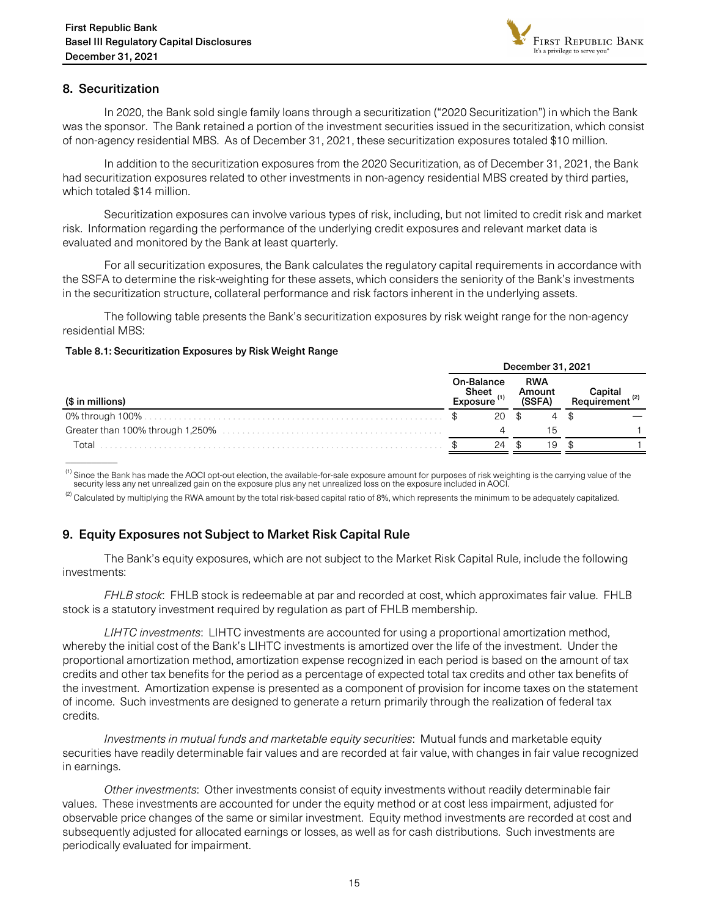## 8. Securitization

In 2020, the Bank sold single family loans through a securitization ("2020 Securitization") in which the Bank was the sponsor. The Bank retained a portion of the investment securities issued in the securitization, which consist of non-agency residential MBS. As of December 31, 2021, these securitization exposures totaled $10 million.

In addition to the securitization exposures from the 2020 Securitization, as of December 31, 2021, the Bank had securitization exposures related to other investments in non-agency residential MBS created by third parties, which totaled $14 million.

Securitization exposures can involve various types of risk, including, but not limited to credit risk and market risk. Information regarding the performance of the underlying credit exposures and relevant market data is evaluated and monitored by the Bank at least quarterly.

For all securitization exposures, the Bank calculates the regulatory capital requirements in accordance with the SSFA to determine the risk-weighting for these assets, which considers the seniority of the Bank's investments in the securitization structure, collateral performance and risk factors inherent in the underlying assets.

The following table presents the Bank's securitization exposures by risk weight range for the non-agency residential MBS:

**Table 8.1: Securitization Exposures by Risk Weight Range**

| | December 31, 2021 | | |
|---|---|---|---|
| ($ in millions) | On-Balance Sheet Exposure [1] | RWA Amount (SSFA) | Capital Requirement [2] |
| 0% through 100% | $ 20 | $ 4 | $ — |
| Greater than 100% through 1,250% | 4 | 15 | 1 |
| Total | $ 24 | $ 19 | $ 1 |

[1] Since the Bank has made the AOCI opt-out election, the available-for-sale exposure amount for purposes of risk weighting is the carrying value of the security less any net unrealized gain on the exposure plus any net unrealized loss on the exposure included in AOCI.

[2] Calculated by multiplying the RWA amount by the total risk-based capital ratio of 8%, which represents the minimum to be adequately capitalized.

## 9. Equity Exposures not Subject to Market Risk Capital Rule

The Bank's equity exposures, which are not subject to the Market Risk Capital Rule, include the following investments:

*FHLB stock*: FHLB stock is redeemable at par and recorded at cost, which approximates fair value. FHLB stock is a statutory investment required by regulation as part of FHLB membership.

*LIHTC investments*: LIHTC investments are accounted for using a proportional amortization method, whereby the initial cost of the Bank's LIHTC investments is amortized over the life of the investment. Under the proportional amortization method, amortization expense recognized in each period is based on the amount of tax credits and other tax benefits for the period as a percentage of expected total tax credits and other tax benefits of the investment. Amortization expense is presented as a component of provision for income taxes on the statement of income. Such investments are designed to generate a return primarily through the realization of federal tax credits.

*Investments in mutual funds and marketable equity securities*: Mutual funds and marketable equity securities have readily determinable fair values and are recorded at fair value, with changes in fair value recognized in earnings.

*Other investments*: Other investments consist of equity investments without readily determinable fair values. These investments are accounted for under the equity method or at cost less impairment, adjusted for observable price changes of the same or similar investment. Equity method investments are recorded at cost and subsequently adjusted for allocated earnings or losses, as well as for cash distributions. Such investments are periodically evaluated for impairment.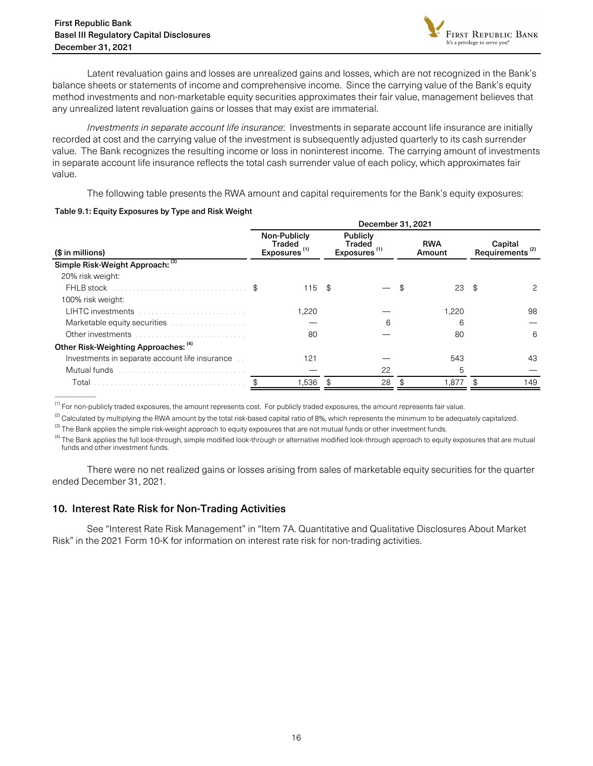Latent revaluation gains and losses are unrealized gains and losses, which are not recognized in the Bank's balance sheets or statements of income and comprehensive income. Since the carrying value of the Bank's equity method investments and non-marketable equity securities approximates their fair value, management believes that any unrealized latent revaluation gains or losses that may exist are immaterial.

*Investments in separate account life insurance*: Investments in separate account life insurance are initially recorded at cost and the carrying value of the investment is subsequently adjusted quarterly to its cash surrender value. The Bank recognizes the resulting income or loss in noninterest income. The carrying amount of investments in separate account life insurance reflects the total cash surrender value of each policy, which approximates fair value.

The following table presents the RWA amount and capital requirements for the Bank's equity exposures:

**Table 9.1: Equity Exposures by Type and Risk Weight**

| | December 31, 2021 | | | |
|---|---|---|---|---|
| ($ in millions) | Non-Publicly Traded Exposures [1] | Publicly Traded Exposures [1] | RWA Amount | Capital Requirements [2] |
| **Simple Risk-Weight Approach:** [3] | | | | |
| 20% risk weight: | | | | |
| FHLB stock | $ 115 | $ — | $ 23 | $ 2 |
| 100% risk weight: | | | | |
| LIHTC investments | 1,220 | — | 1,220 | 98 |
| Marketable equity securities | — | 6 | 6 | — |
| Other investments | 80 | — | 80 | 6 |
| **Other Risk-Weighting Approaches:** [4] | | | | |
| Investments in separate account life insurance | 121 | — | 543 | 43 |
| Mutual funds | — | 22 | 5 | — |
| Total | $ 1,536 | $ 28 | $ 1,877 | $ 149 |

[1] For non-publicly traded exposures, the amount represents cost. For publicly traded exposures, the amount represents fair value.

[2] Calculated by multiplying the RWA amount by the total risk-based capital ratio of 8%, which represents the minimum to be adequately capitalized.

[3] The Bank applies the simple risk-weight approach to equity exposures that are not mutual funds or other investment funds.

[4] The Bank applies the full look-through, simple modified look-through or alternative modified look-through approach to equity exposures that are mutual funds and other investment funds.

There were no net realized gains or losses arising from sales of marketable equity securities for the quarter ended December 31, 2021.

## 10. Interest Rate Risk for Non-Trading Activities

See "Interest Rate Risk Management" in "Item 7A. Quantitative and Qualitative Disclosures About Market Risk" in the 2021 Form 10-K for information on interest rate risk for non-trading activities.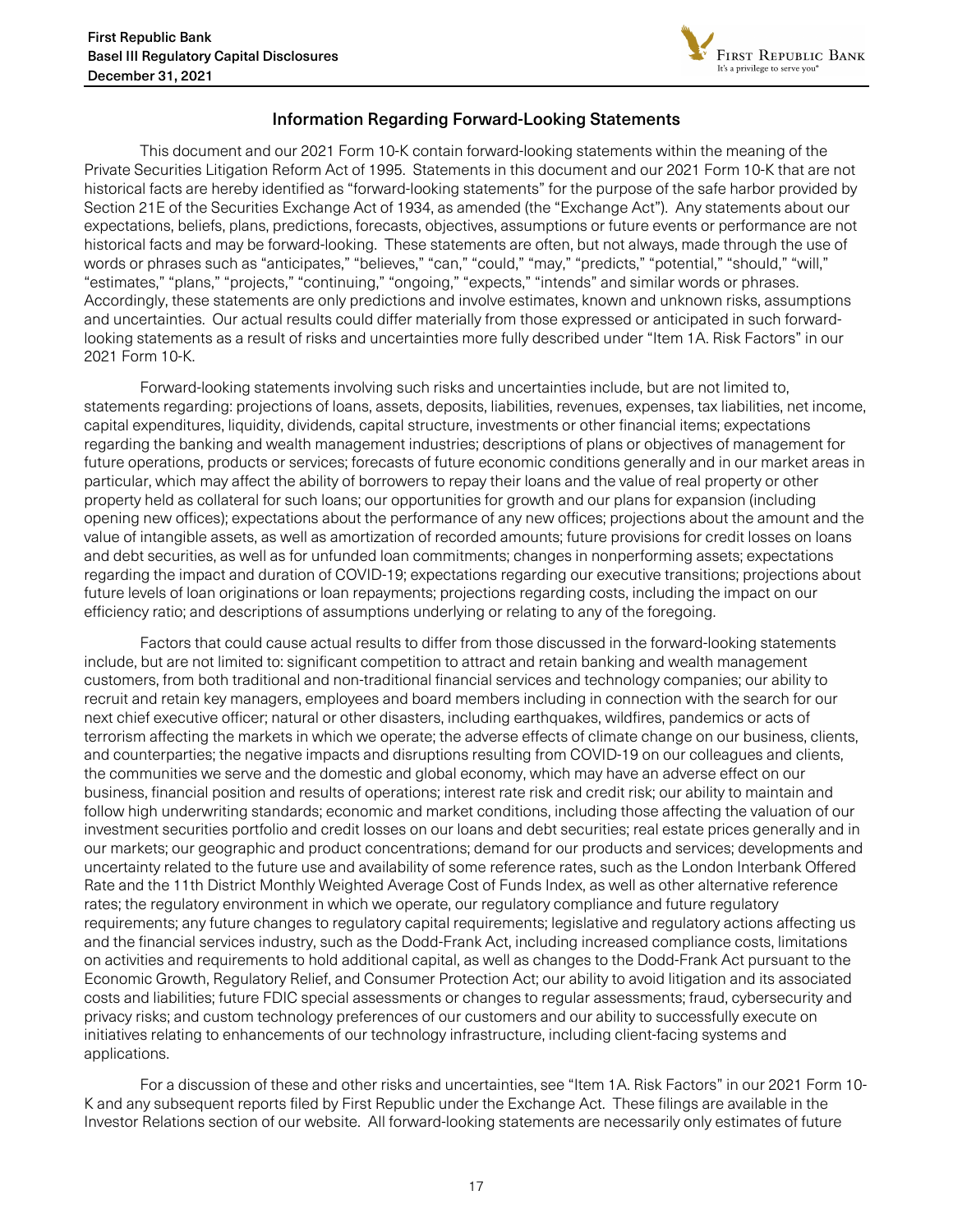## Information Regarding Forward-Looking Statements

This document and our 2021 Form 10-K contain forward-looking statements within the meaning of the Private Securities Litigation Reform Act of 1995. Statements in this document and our 2021 Form 10-K that are not historical facts are hereby identified as "forward-looking statements" for the purpose of the safe harbor provided by Section 21E of the Securities Exchange Act of 1934, as amended (the "Exchange Act"). Any statements about our expectations, beliefs, plans, predictions, forecasts, objectives, assumptions or future events or performance are not historical facts and may be forward-looking. These statements are often, but not always, made through the use of words or phrases such as "anticipates," "believes," "can," "could," "may," "predicts," "potential," "should," "will," "estimates," "plans," "projects," "continuing," "ongoing," "expects," "intends" and similar words or phrases. Accordingly, these statements are only predictions and involve estimates, known and unknown risks, assumptions and uncertainties. Our actual results could differ materially from those expressed or anticipated in such forward-looking statements as a result of risks and uncertainties more fully described under "Item 1A. Risk Factors" in our 2021 Form 10-K.

Forward-looking statements involving such risks and uncertainties include, but are not limited to, statements regarding: projections of loans, assets, deposits, liabilities, revenues, expenses, tax liabilities, net income, capital expenditures, liquidity, dividends, capital structure, investments or other financial items; expectations regarding the banking and wealth management industries; descriptions of plans or objectives of management for future operations, products or services; forecasts of future economic conditions generally and in our market areas in particular, which may affect the ability of borrowers to repay their loans and the value of real property or other property held as collateral for such loans; our opportunities for growth and our plans for expansion (including opening new offices); expectations about the performance of any new offices; projections about the amount and the value of intangible assets, as well as amortization of recorded amounts; future provisions for credit losses on loans and debt securities, as well as for unfunded loan commitments; changes in nonperforming assets; expectations regarding the impact and duration of COVID-19; expectations regarding our executive transitions; projections about future levels of loan originations or loan repayments; projections regarding costs, including the impact on our efficiency ratio; and descriptions of assumptions underlying or relating to any of the foregoing.

Factors that could cause actual results to differ from those discussed in the forward-looking statements include, but are not limited to: significant competition to attract and retain banking and wealth management customers, from both traditional and non-traditional financial services and technology companies; our ability to recruit and retain key managers, employees and board members including in connection with the search for our next chief executive officer; natural or other disasters, including earthquakes, wildfires, pandemics or acts of terrorism affecting the markets in which we operate; the adverse effects of climate change on our business, clients, and counterparties; the negative impacts and disruptions resulting from COVID-19 on our colleagues and clients, the communities we serve and the domestic and global economy, which may have an adverse effect on our business, financial position and results of operations; interest rate risk and credit risk; our ability to maintain and follow high underwriting standards; economic and market conditions, including those affecting the valuation of our investment securities portfolio and credit losses on our loans and debt securities; real estate prices generally and in our markets; our geographic and product concentrations; demand for our products and services; developments and uncertainty related to the future use and availability of some reference rates, such as the London Interbank Offered Rate and the 11th District Monthly Weighted Average Cost of Funds Index, as well as other alternative reference rates; the regulatory environment in which we operate, our regulatory compliance and future regulatory requirements; any future changes to regulatory capital requirements; legislative and regulatory actions affecting us and the financial services industry, such as the Dodd-Frank Act, including increased compliance costs, limitations on activities and requirements to hold additional capital, as well as changes to the Dodd-Frank Act pursuant to the Economic Growth, Regulatory Relief, and Consumer Protection Act; our ability to avoid litigation and its associated costs and liabilities; future FDIC special assessments or changes to regular assessments; fraud, cybersecurity and privacy risks; and custom technology preferences of our customers and our ability to successfully execute on initiatives relating to enhancements of our technology infrastructure, including client-facing systems and applications.

For a discussion of these and other risks and uncertainties, see "Item 1A. Risk Factors" in our 2021 Form 10-K and any subsequent reports filed by First Republic under the Exchange Act. These filings are available in the Investor Relations section of our website. All forward-looking statements are necessarily only estimates of future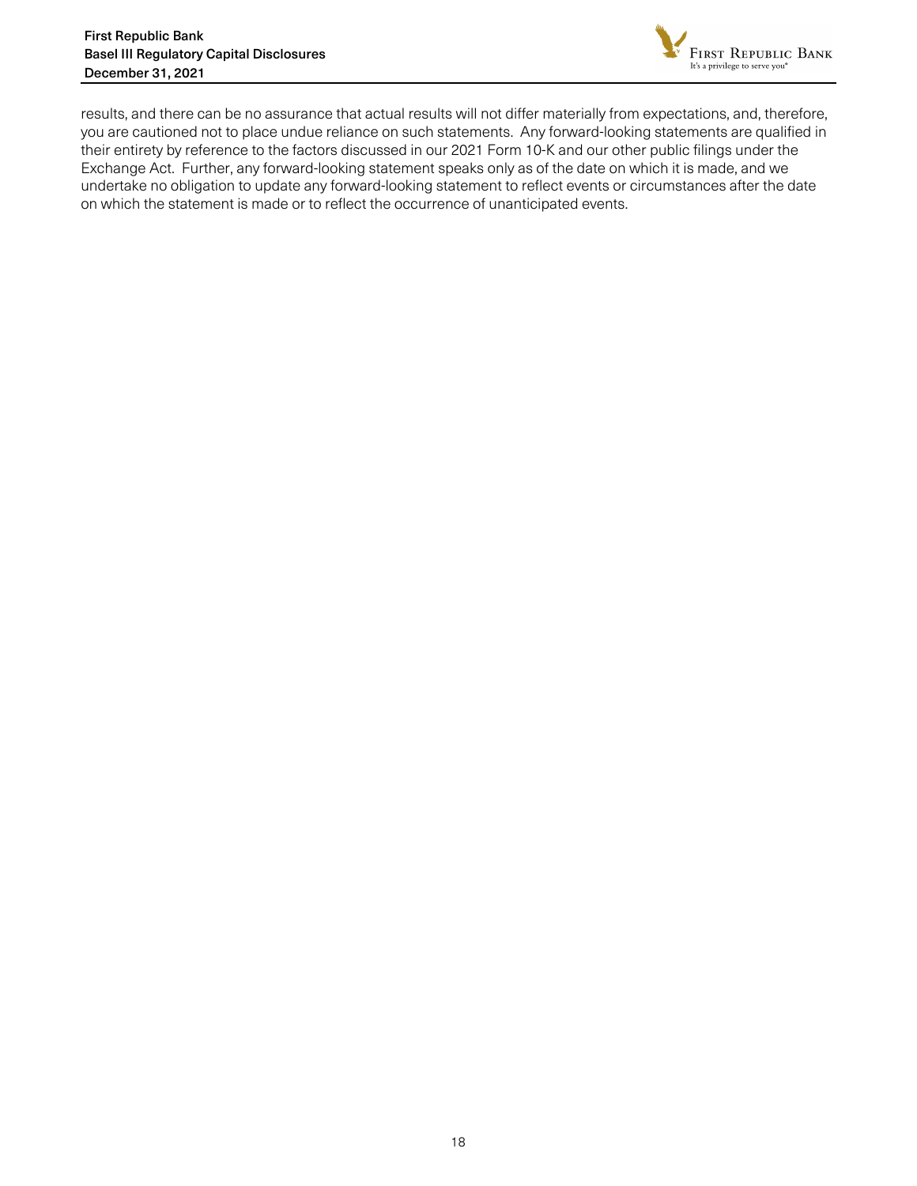results, and there can be no assurance that actual results will not differ materially from expectations, and, therefore, you are cautioned not to place undue reliance on such statements. Any forward-looking statements are qualified in their entirety by reference to the factors discussed in our 2021 Form 10-K and our other public filings under the Exchange Act. Further, any forward-looking statement speaks only as of the date on which it is made, and we undertake no obligation to update any forward-looking statement to reflect events or circumstances after the date on which the statement is made or to reflect the occurrence of unanticipated events.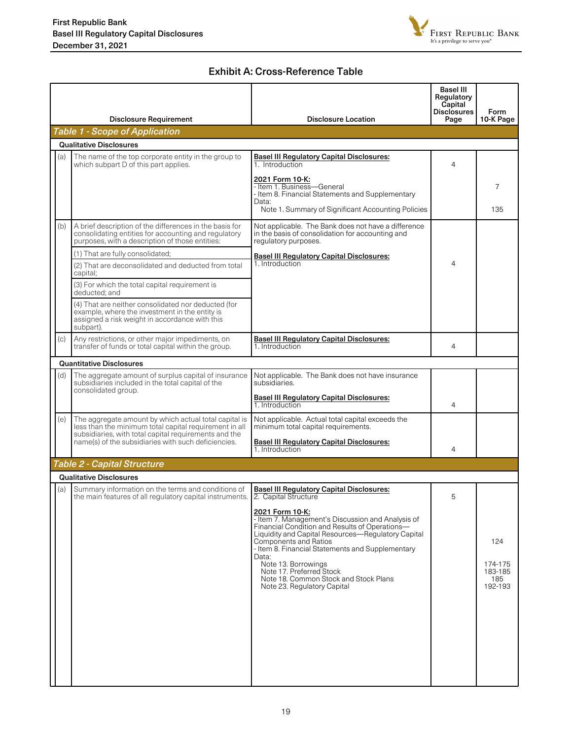## Exhibit A: Cross-Reference Table

| | Disclosure Requirement | Disclosure Location | Basel III Regulatory Capital Disclosures Page | Form 10-K Page |
|---|---|---|---|---|
| ***Table 1 - Scope of Application*** | | | | |
| **Qualitative Disclosures** | | | | |
| (a) | The name of the top corporate entity in the group to which subpart D of this part applies. | **Basel III Regulatory Capital Disclosures:** 1. Introduction | 4 | |
| | | **2021 Form 10-K:** - Item 1. Business—General | | 7 |
| | | - Item 8. Financial Statements and Supplementary Data: Note 1. Summary of Significant Accounting Policies | | 135 |
| (b) | A brief description of the differences in the basis for consolidating entities for accounting and regulatory purposes, with a description of those entities: | Not applicable. The Bank does not have a difference in the basis of consolidation for accounting and regulatory purposes. | | |
| | (1) That are fully consolidated; | **Basel III Regulatory Capital Disclosures:** 1. Introduction | 4 | |
| | (2) That are deconsolidated and deducted from total capital; | | | |
| | (3) For which the total capital requirement is deducted; and | | | |
| | (4) That are neither consolidated nor deducted (for example, where the investment in the entity is assigned a risk weight in accordance with this subpart). | | | |
| (c) | Any restrictions, or other major impediments, on transfer of funds or total capital within the group. | **Basel III Regulatory Capital Disclosures:** 1. Introduction | 4 | |
| **Quantitative Disclosures** | | | | |
| (d) | The aggregate amount of surplus capital of insurance subsidiaries included in the total capital of the consolidated group. | Not applicable. The Bank does not have insurance subsidiaries. **Basel III Regulatory Capital Disclosures:** 1. Introduction | 4 | |
| (e) | The aggregate amount by which actual total capital is less than the minimum total capital requirement in all subsidiaries, with total capital requirements and the name(s) of the subsidiaries with such deficiencies. | Not applicable. Actual total capital exceeds the minimum total capital requirements. **Basel III Regulatory Capital Disclosures:** 1. Introduction | 4 | |
| ***Table 2 - Capital Structure*** | | | | |
| **Qualitative Disclosures** | | | | |
| (a) | Summary information on the terms and conditions of the main features of all regulatory capital instruments. | **Basel III Regulatory Capital Disclosures:** 2. Capital Structure | 5 | |
| | | **2021 Form 10-K:** - Item 7. Management's Discussion and Analysis of Financial Condition and Results of Operations—Liquidity and Capital Resources—Regulatory Capital Components and Ratios | | 124 |
| | | - Item 8. Financial Statements and Supplementary Data: | | |
| | | Note 13. Borrowings | | 174-175 |
| | | Note 17. Preferred Stock | | 183-185 |
| | | Note 18. Common Stock and Stock Plans | | 185 |
| | | Note 23. Regulatory Capital | | 192-193 |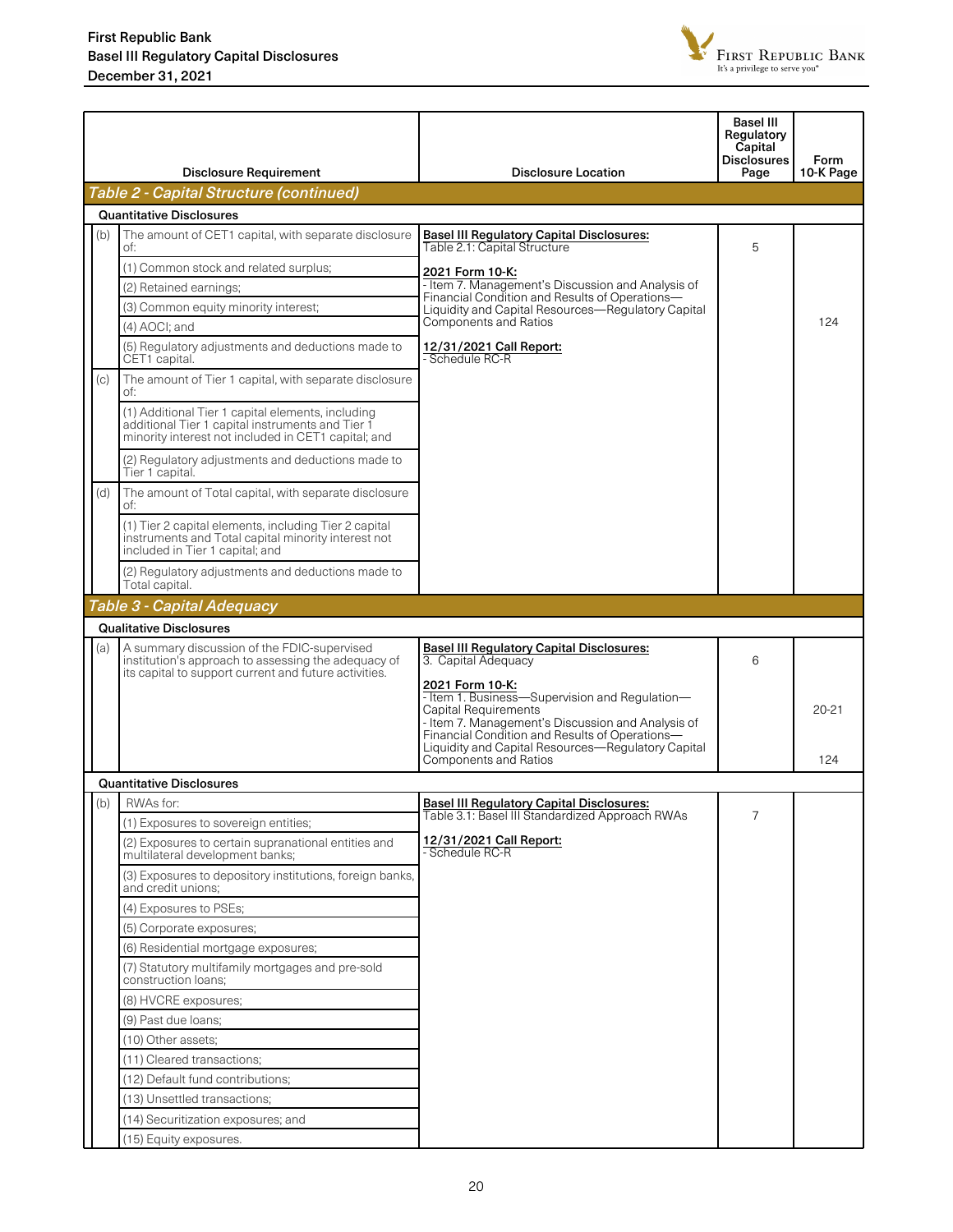| | Disclosure Requirement | Disclosure Location | Basel III Regulatory Capital Disclosures Page | Form 10-K Page |
|---|---|---|---|---|
| ***Table 2 - Capital Structure (continued)*** | | | | |
| **Quantitative Disclosures** | | | | |
| (b) | The amount of CET1 capital, with separate disclosure of: | **Basel III Regulatory Capital Disclosures:** Table 2.1: Capital Structure | 5 | |
| | (1) Common stock and related surplus; | **2021 Form 10-K:** - Item 7. Management's Discussion and Analysis of Financial Condition and Results of Operations—Liquidity and Capital Resources—Regulatory Capital Components and Ratios | | 124 |
| | (2) Retained earnings; | **12/31/2021 Call Report:** - Schedule RC-R | | |
| | (3) Common equity minority interest; | | | |
| | (4) AOCI; and | | | |
| | (5) Regulatory adjustments and deductions made to CET1 capital. | | | |
| (c) | The amount of Tier 1 capital, with separate disclosure of: | | | |
| | (1) Additional Tier 1 capital elements, including additional Tier 1 capital instruments and Tier 1 minority interest not included in CET1 capital; and | | | |
| | (2) Regulatory adjustments and deductions made to Tier 1 capital. | | | |
| (d) | The amount of Total capital, with separate disclosure of: | | | |
| | (1) Tier 2 capital elements, including Tier 2 capital instruments and Total capital minority interest not included in Tier 1 capital; and | | | |
| | (2) Regulatory adjustments and deductions made to Total capital. | | | |
| ***Table 3 - Capital Adequacy*** | | | | |
| **Qualitative Disclosures** | | | | |
| (a) | A summary discussion of the FDIC-supervised institution's approach to assessing the adequacy of its capital to support current and future activities. | **Basel III Regulatory Capital Disclosures:** 3. Capital Adequacy | 6 | |
| | | **2021 Form 10-K:** - Item 1. Business—Supervision and Regulation—Capital Requirements | | 20-21 |
| | | - Item 7. Management's Discussion and Analysis of Financial Condition and Results of Operations—Liquidity and Capital Resources—Regulatory Capital Components and Ratios | | 124 |
| **Quantitative Disclosures** | | | | |
| (b) | RWAs for: | **Basel III Regulatory Capital Disclosures:** Table 3.1: Basel III Standardized Approach RWAs | 7 | |
| | (1) Exposures to sovereign entities; | **12/31/2021 Call Report:** - Schedule RC-R | | |
| | (2) Exposures to certain supranational entities and multilateral development banks; | | | |
| | (3) Exposures to depository institutions, foreign banks, and credit unions; | | | |
| | (4) Exposures to PSEs; | | | |
| | (5) Corporate exposures; | | | |
| | (6) Residential mortgage exposures; | | | |
| | (7) Statutory multifamily mortgages and pre-sold construction loans; | | | |
| | (8) HVCRE exposures; | | | |
| | (9) Past due loans; | | | |
| | (10) Other assets; | | | |
| | (11) Cleared transactions; | | | |
| | (12) Default fund contributions; | | | |
| | (13) Unsettled transactions; | | | |
| | (14) Securitization exposures; and | | | |
| | (15) Equity exposures. | | | |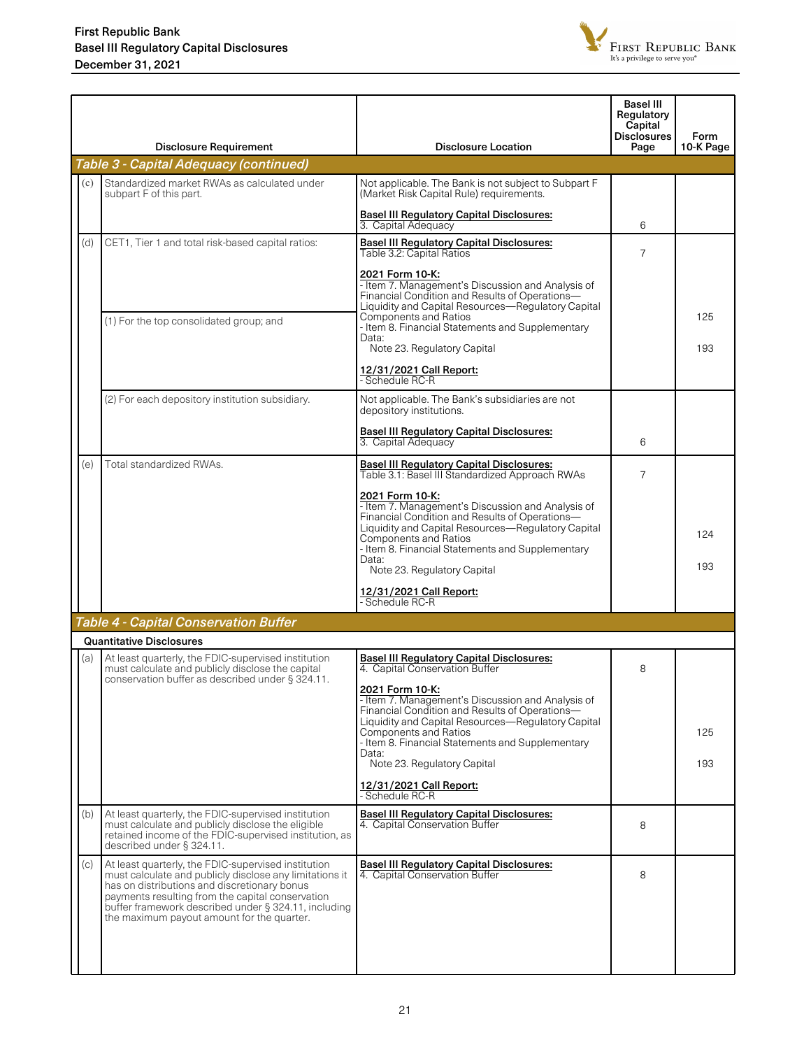| | Disclosure Requirement | Disclosure Location | Basel III Regulatory Capital Disclosures Page | Form 10-K Page |
|---|---|---|---|---|
| ***Table 3 - Capital Adequacy (continued)*** | | | | |
| (c) | Standardized market RWAs as calculated under subpart F of this part. | Not applicable. The Bank is not subject to Subpart F (Market Risk Capital Rule) requirements.<br><br>**Basel III Regulatory Capital Disclosures:**<br>3. Capital Adequacy | 6 | |
| (d) | CET1, Tier 1 and total risk-based capital ratios:<br><br>(1) For the top consolidated group; and | **Basel III Regulatory Capital Disclosures:**<br>Table 3.2: Capital Ratios<br><br>**2021 Form 10-K:**<br>- Item 7. Management's Discussion and Analysis of Financial Condition and Results of Operations—Liquidity and Capital Resources—Regulatory Capital Components and Ratios<br>- Item 8. Financial Statements and Supplementary Data:<br>Note 23. Regulatory Capital<br><br>**12/31/2021 Call Report:**<br>- Schedule RC-R | 7 | 125<br><br>193 |
| | (2) For each depository institution subsidiary. | Not applicable. The Bank's subsidiaries are not depository institutions.<br><br>**Basel III Regulatory Capital Disclosures:**<br>3. Capital Adequacy | 6 | |
| (e) | Total standardized RWAs. | **Basel III Regulatory Capital Disclosures:**<br>Table 3.1: Basel III Standardized Approach RWAs<br><br>**2021 Form 10-K:**<br>- Item 7. Management's Discussion and Analysis of Financial Condition and Results of Operations—Liquidity and Capital Resources—Regulatory Capital Components and Ratios<br>- Item 8. Financial Statements and Supplementary Data:<br>Note 23. Regulatory Capital<br><br>**12/31/2021 Call Report:**<br>- Schedule RC-R | 7 | 124<br><br>193 |
| ***Table 4 - Capital Conservation Buffer*** | | | | |
| **Quantitative Disclosures** | | | | |
| (a) | At least quarterly, the FDIC-supervised institution must calculate and publicly disclose the capital conservation buffer as described under § 324.11. | **Basel III Regulatory Capital Disclosures:**<br>4. Capital Conservation Buffer<br><br>**2021 Form 10-K:**<br>- Item 7. Management's Discussion and Analysis of Financial Condition and Results of Operations—Liquidity and Capital Resources—Regulatory Capital Components and Ratios<br>- Item 8. Financial Statements and Supplementary Data:<br>Note 23. Regulatory Capital<br><br>**12/31/2021 Call Report:**<br>- Schedule RC-R | 8 | 125<br><br>193 |
| (b) | At least quarterly, the FDIC-supervised institution must calculate and publicly disclose the eligible retained income of the FDIC-supervised institution, as described under § 324.11. | **Basel III Regulatory Capital Disclosures:**<br>4. Capital Conservation Buffer | 8 | |
| (c) | At least quarterly, the FDIC-supervised institution must calculate and publicly disclose any limitations it has on distributions and discretionary bonus payments resulting from the capital conservation buffer framework described under § 324.11, including the maximum payout amount for the quarter. | **Basel III Regulatory Capital Disclosures:**<br>4. Capital Conservation Buffer | 8 | |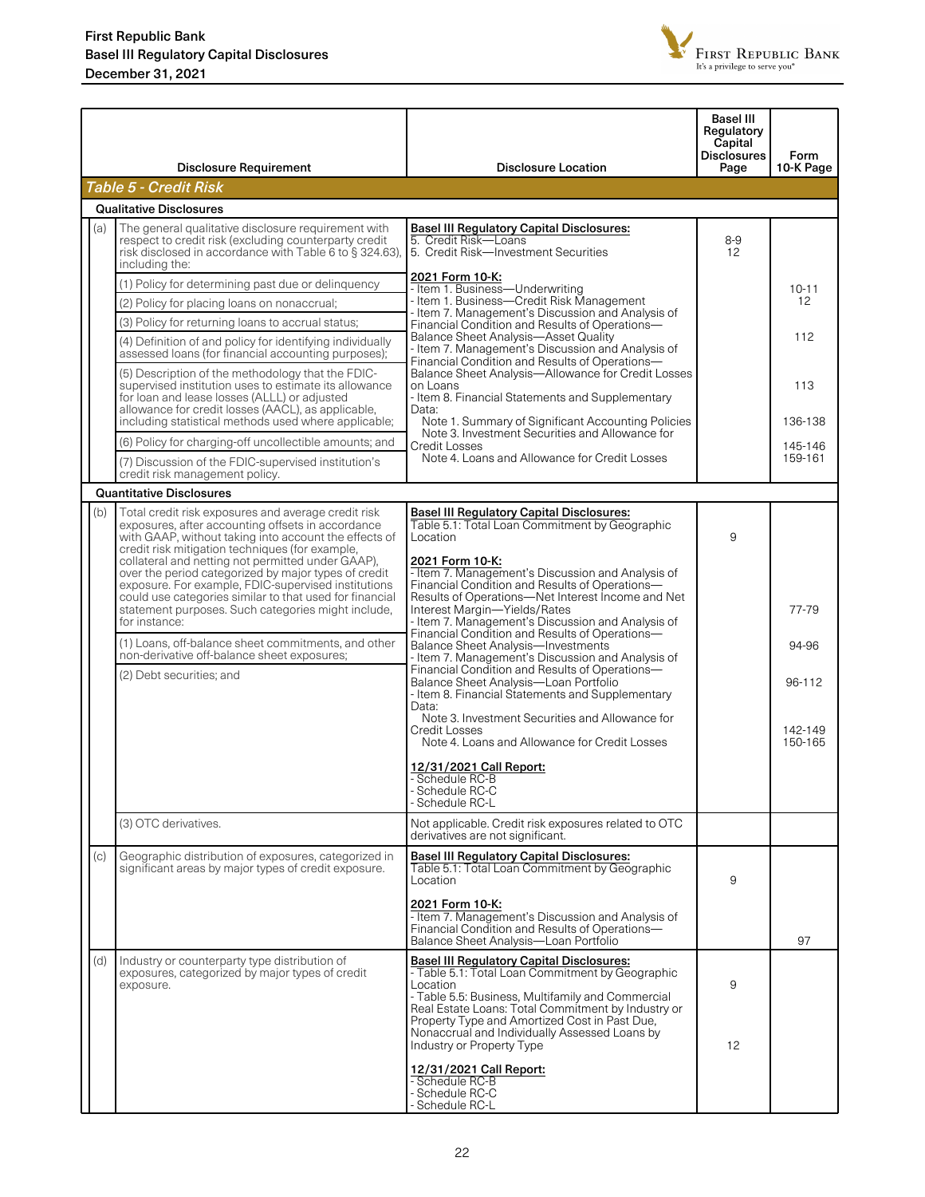First Republic Bank
Basel III Regulatory Capital Disclosures
December 31, 2021

| | Disclosure Requirement | Disclosure Location | Basel III Regulatory Capital Disclosures Page | Form 10-K Page |
|---|---|---|---|---|
| ***Table 5 - Credit Risk*** | | | | |
| **Qualitative Disclosures** | | | | |
| (a) | The general qualitative disclosure requirement with respect to credit risk (excluding counterparty credit risk disclosed in accordance with Table 6 to § 324.63), including the:<br>(1) Policy for determining past due or delinquency<br>(2) Policy for placing loans on nonaccrual;<br>(3) Policy for returning loans to accrual status;<br>(4) Definition of and policy for identifying individually assessed loans (for financial accounting purposes);<br>(5) Description of the methodology that the FDIC-supervised institution uses to estimate its allowance for loan and lease losses (ALLL) or adjusted allowance for credit losses (AACL), as applicable, including statistical methods used where applicable;<br>(6) Policy for charging-off uncollectible amounts; and<br>(7) Discussion of the FDIC-supervised institution's credit risk management policy. | **Basel III Regulatory Capital Disclosures:**<br>5. Credit Risk—Loans<br>5. Credit Risk—Investment Securities<br><br>**2021 Form 10-K:**<br>- Item 1. Business—Underwriting<br>- Item 1. Business—Credit Risk Management<br>- Item 7. Management's Discussion and Analysis of Financial Condition and Results of Operations—Balance Sheet Analysis—Asset Quality<br>- Item 7. Management's Discussion and Analysis of Financial Condition and Results of Operations—Balance Sheet Analysis—Allowance for Credit Losses on Loans<br>- Item 8. Financial Statements and Supplementary Data:<br>Note 1. Summary of Significant Accounting Policies<br>Note 3. Investment Securities and Allowance for Credit Losses<br>Note 4. Loans and Allowance for Credit Losses | 8-9<br>12 | 10-11<br>12<br>112<br>113<br>136-138<br>145-146<br>159-161 |
| **Quantitative Disclosures** | | | | |
| (b) | Total credit risk exposures and average credit risk exposures, after accounting offsets in accordance with GAAP, without taking into account the effects of credit risk mitigation techniques (for example, collateral and netting not permitted under GAAP), over the period categorized by major types of credit exposure. For example, FDIC-supervised institutions could use categories similar to that used for financial statement purposes. Such categories might include, for instance:<br>(1) Loans, off-balance sheet commitments, and other non-derivative off-balance sheet exposures;<br>(2) Debt securities; and | **Basel III Regulatory Capital Disclosures:**<br>Table 5.1: Total Loan Commitment by Geographic Location<br><br>**2021 Form 10-K:**<br>- Item 7. Management's Discussion and Analysis of Financial Condition and Results of Operations—Net Interest Income and Net Interest Margin—Yields/Rates<br>- Item 7. Management's Discussion and Analysis of Financial Condition and Results of Operations—Balance Sheet Analysis—Investments<br>- Item 7. Management's Discussion and Analysis of Financial Condition and Results of Operations—Balance Sheet Analysis—Loan Portfolio<br>- Item 8. Financial Statements and Supplementary Data:<br>Note 3. Investment Securities and Allowance for Credit Losses<br>Note 4. Loans and Allowance for Credit Losses<br><br>**12/31/2021 Call Report:**<br>- Schedule RC-B<br>- Schedule RC-C<br>- Schedule RC-L | 9 | 77-79<br>94-96<br>96-112<br>142-149<br>150-165 |
| | (3) OTC derivatives. | Not applicable. Credit risk exposures related to OTC derivatives are not significant. | | |
| (c) | Geographic distribution of exposures, categorized in significant areas by major types of credit exposure. | **Basel III Regulatory Capital Disclosures:**<br>Table 5.1: Total Loan Commitment by Geographic Location<br><br>**2021 Form 10-K:**<br>- Item 7. Management's Discussion and Analysis of Financial Condition and Results of Operations—Balance Sheet Analysis—Loan Portfolio | 9 | 97 |
| (d) | Industry or counterparty type distribution of exposures, categorized by major types of credit exposure. | **Basel III Regulatory Capital Disclosures:**<br>- Table 5.1: Total Loan Commitment by Geographic Location<br>- Table 5.5: Business, Multifamily and Commercial Real Estate Loans: Total Commitment by Industry or Property Type and Amortized Cost in Past Due, Nonaccrual and Individually Assessed Loans by Industry or Property Type<br><br>**12/31/2021 Call Report:**<br>- Schedule RC-B<br>- Schedule RC-C<br>- Schedule RC-L | 9<br>12 | |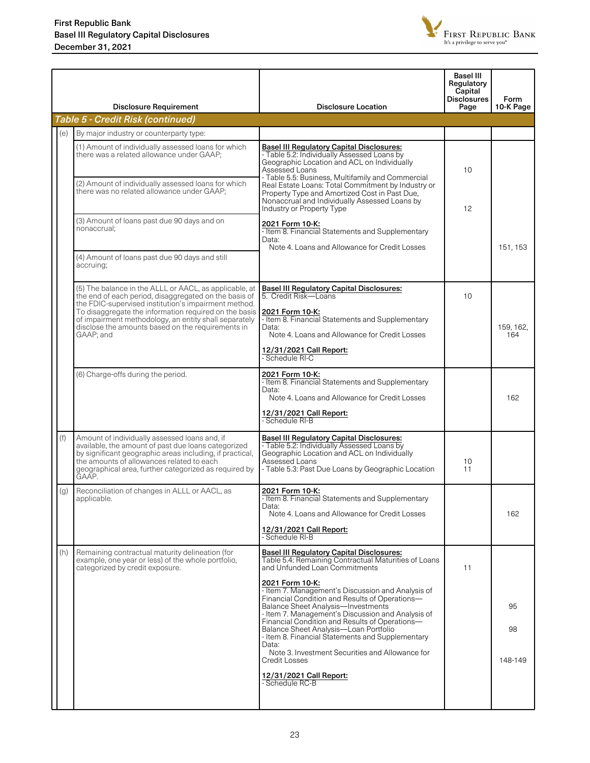|  | Disclosure Requirement | Disclosure Location | Basel III Regulatory Capital Disclosures Page | Form 10-K Page |
|---|---|---|---|---|
| ***Table 5 - Credit Risk (continued)*** | | | | |
| (e) | By major industry or counterparty type: | | | |
|  | (1) Amount of individually assessed loans for which there was a related allowance under GAAP;<br><br>(2) Amount of individually assessed loans for which there was no related allowance under GAAP;<br><br>(3) Amount of loans past due 90 days and on nonaccrual;<br><br>(4) Amount of loans past due 90 days and still accruing; | **Basel III Regulatory Capital Disclosures:**<br>- Table 5.2: Individually Assessed Loans by Geographic Location and ACL on Individually Assessed Loans<br>- Table 5.5: Business, Multifamily and Commercial Real Estate Loans: Total Commitment by Industry or Property Type and Amortized Cost in Past Due, Nonaccrual and Individually Assessed Loans by Industry or Property Type<br><br>**2021 Form 10-K:**<br>- Item 8. Financial Statements and Supplementary Data:<br>Note 4. Loans and Allowance for Credit Losses | 10<br><br>12 | 151, 153 |
|  | (5) The balance in the ALLL or AACL, as applicable, at the end of each period, disaggregated on the basis of the FDIC-supervised institution's impairment method. To disaggregate the information required on the basis of impairment methodology, an entity shall separately disclose the amounts based on the requirements in GAAP; and | **Basel III Regulatory Capital Disclosures:**<br>5. Credit Risk—Loans<br><br>**2021 Form 10-K:**<br>- Item 8. Financial Statements and Supplementary Data:<br>Note 4. Loans and Allowance for Credit Losses<br><br>**12/31/2021 Call Report:**<br>- Schedule RI-C | 10 | 159, 162, 164 |
|  | (6) Charge-offs during the period. | **2021 Form 10-K:**<br>- Item 8. Financial Statements and Supplementary Data:<br>Note 4. Loans and Allowance for Credit Losses<br><br>**12/31/2021 Call Report:**<br>- Schedule RI-B |  | 162 |
| (f) | Amount of individually assessed loans and, if available, the amount of past due loans categorized by significant geographic areas including, if practical, the amounts of allowances related to each geographical area, further categorized as required by GAAP. | **Basel III Regulatory Capital Disclosures:**<br>- Table 5.2: Individually Assessed Loans by Geographic Location and ACL on Individually Assessed Loans<br>- Table 5.3: Past Due Loans by Geographic Location | 10<br>11 |  |
| (g) | Reconciliation of changes in ALLL or AACL, as applicable. | **2021 Form 10-K:**<br>- Item 8. Financial Statements and Supplementary Data:<br>Note 4. Loans and Allowance for Credit Losses<br><br>**12/31/2021 Call Report:**<br>- Schedule RI-B |  | 162 |
| (h) | Remaining contractual maturity delineation (for example, one year or less) of the whole portfolio, categorized by credit exposure. | **Basel III Regulatory Capital Disclosures:**<br>Table 5.4: Remaining Contractual Maturities of Loans and Unfunded Loan Commitments<br><br>**2021 Form 10-K:**<br>- Item 7. Management's Discussion and Analysis of Financial Condition and Results of Operations—Balance Sheet Analysis—Investments<br>- Item 7. Management's Discussion and Analysis of Financial Condition and Results of Operations—Balance Sheet Analysis—Loan Portfolio<br>- Item 8. Financial Statements and Supplementary Data:<br>Note 3. Investment Securities and Allowance for Credit Losses<br><br>**12/31/2021 Call Report:**<br>- Schedule RC-B | 11 | 95<br><br>98<br><br>148-149 |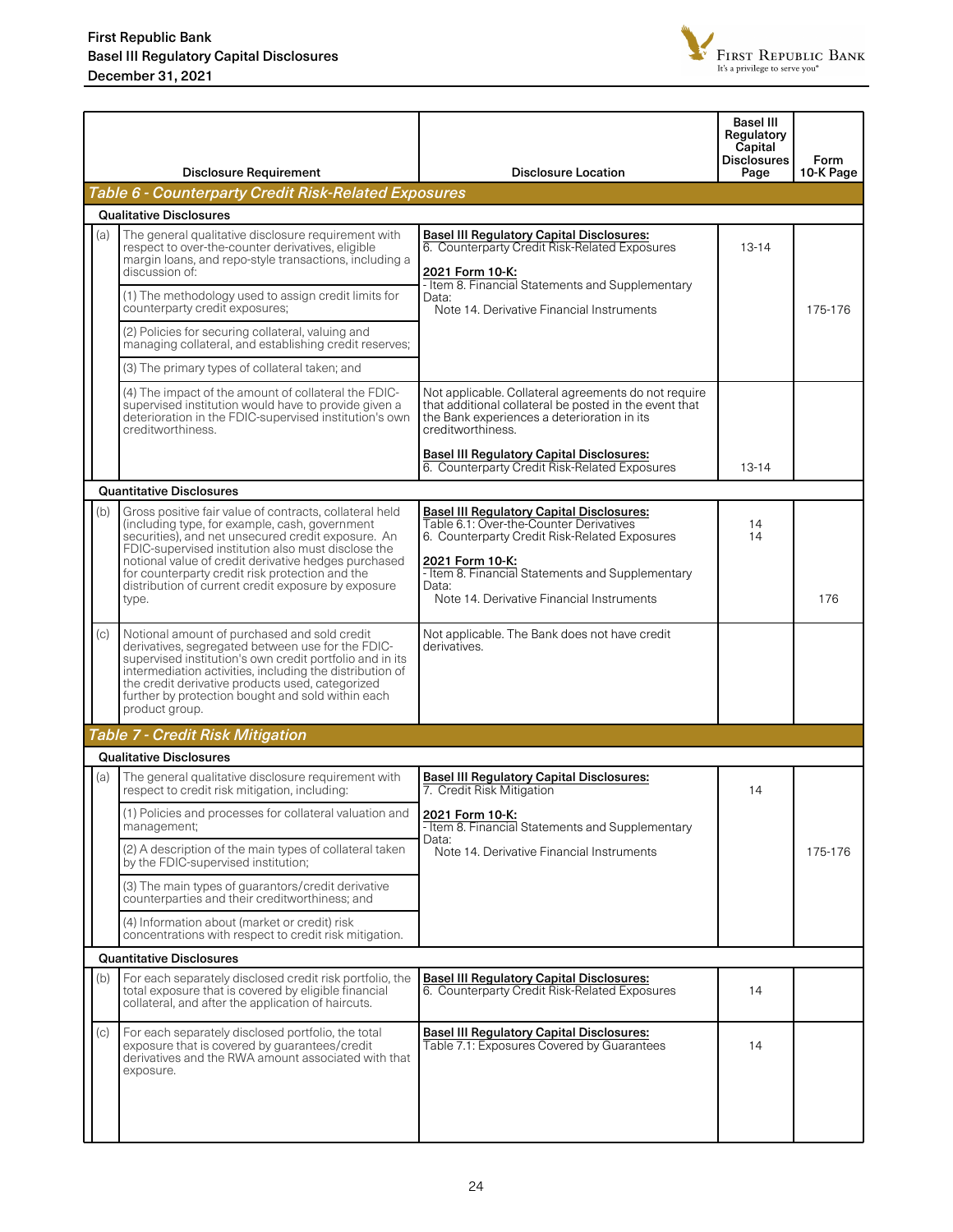| | Disclosure Requirement | Disclosure Location | Basel III Regulatory Capital Disclosures Page | Form 10-K Page |
|---|---|---|---|---|
| ***Table 6 - Counterparty Credit Risk-Related Exposures*** | | | | |
| **Qualitative Disclosures** | | | | |
| (a) | The general qualitative disclosure requirement with respect to over-the-counter derivatives, eligible margin loans, and repo-style transactions, including a discussion of: | **Basel III Regulatory Capital Disclosures:** 6. Counterparty Credit Risk-Related Exposures | 13-14 | |
| | (1) The methodology used to assign credit limits for counterparty credit exposures; | **2021 Form 10-K:** - Item 8. Financial Statements and Supplementary Data: Note 14. Derivative Financial Instruments | | 175-176 |
| | (2) Policies for securing collateral, valuing and managing collateral, and establishing credit reserves; | | | |
| | (3) The primary types of collateral taken; and | | | |
| | (4) The impact of the amount of collateral the FDIC-supervised institution would have to provide given a deterioration in the FDIC-supervised institution's own creditworthiness. | Not applicable. Collateral agreements do not require that additional collateral be posted in the event that the Bank experiences a deterioration in its creditworthiness. **Basel III Regulatory Capital Disclosures:** 6. Counterparty Credit Risk-Related Exposures | 13-14 | |
| **Quantitative Disclosures** | | | | |
| (b) | Gross positive fair value of contracts, collateral held (including type, for example, cash, government securities), and net unsecured credit exposure. An FDIC-supervised institution also must disclose the notional value of credit derivative hedges purchased for counterparty credit risk protection and the distribution of current credit exposure by exposure type. | **Basel III Regulatory Capital Disclosures:** Table 6.1: Over-the-Counter Derivatives; 6. Counterparty Credit Risk-Related Exposures **2021 Form 10-K:** - Item 8. Financial Statements and Supplementary Data: Note 14. Derivative Financial Instruments | 14; 14 | 176 |
| (c) | Notional amount of purchased and sold credit derivatives, segregated between use for the FDIC-supervised institution's own credit portfolio and in its intermediation activities, including the distribution of the credit derivative products used, categorized further by protection bought and sold within each product group. | Not applicable. The Bank does not have credit derivatives. | | |
| ***Table 7 - Credit Risk Mitigation*** | | | | |
| **Qualitative Disclosures** | | | | |
| (a) | The general qualitative disclosure requirement with respect to credit risk mitigation, including: | **Basel III Regulatory Capital Disclosures:** 7. Credit Risk Mitigation | 14 | |
| | (1) Policies and processes for collateral valuation and management; | **2021 Form 10-K:** - Item 8. Financial Statements and Supplementary Data: Note 14. Derivative Financial Instruments | | 175-176 |
| | (2) A description of the main types of collateral taken by the FDIC-supervised institution; | | | |
| | (3) The main types of guarantors/credit derivative counterparties and their creditworthiness; and | | | |
| | (4) Information about (market or credit) risk concentrations with respect to credit risk mitigation. | | | |
| **Quantitative Disclosures** | | | | |
| (b) | For each separately disclosed credit risk portfolio, the total exposure that is covered by eligible financial collateral, and after the application of haircuts. | **Basel III Regulatory Capital Disclosures:** 6. Counterparty Credit Risk-Related Exposures | 14 | |
| (c) | For each separately disclosed portfolio, the total exposure that is covered by guarantees/credit derivatives and the RWA amount associated with that exposure. | **Basel III Regulatory Capital Disclosures:** Table 7.1: Exposures Covered by Guarantees | 14 | |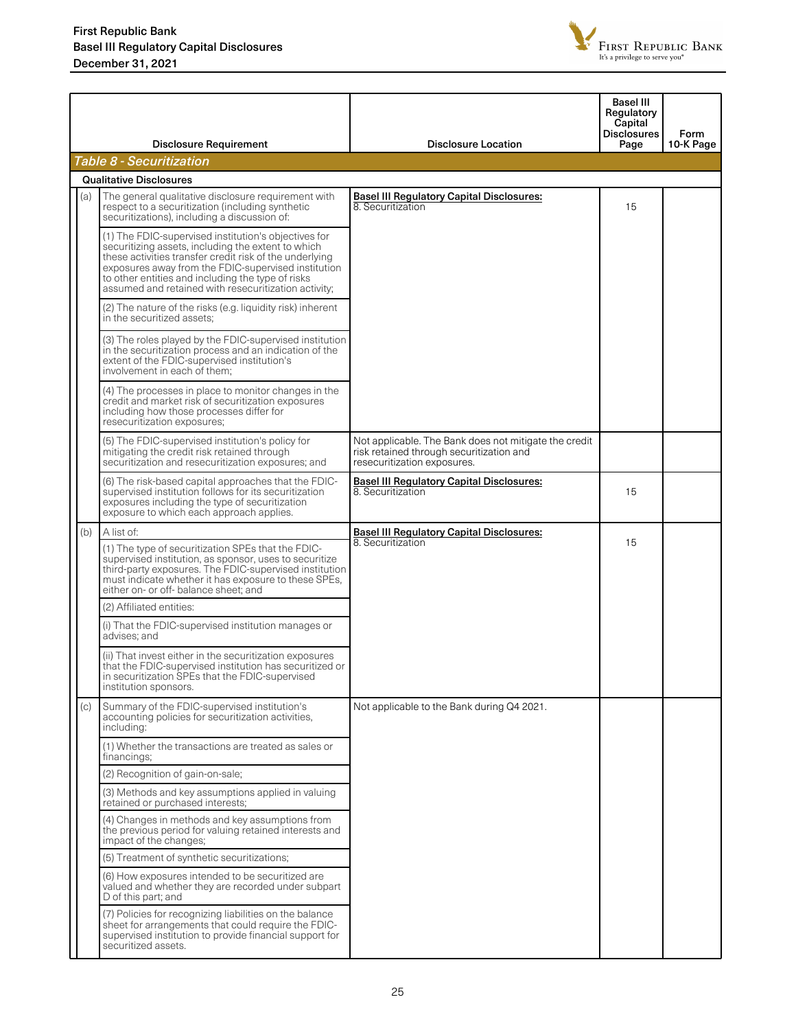| | Disclosure Requirement | Disclosure Location | Basel III Regulatory Capital Disclosures Page | Form 10-K Page |
|---|---|---|---|---|
| ***Table 8 - Securitization*** | | | | |
| **Qualitative Disclosures** | | | | |
| (a) | The general qualitative disclosure requirement with respect to a securitization (including synthetic securitizations), including a discussion of: | **Basel III Regulatory Capital Disclosures:** 8. Securitization | 15 | |
| | (1) The FDIC-supervised institution's objectives for securitizing assets, including the extent to which these activities transfer credit risk of the underlying exposures away from the FDIC-supervised institution to other entities and including the type of risks assumed and retained with resecuritization activity; | | | |
| | (2) The nature of the risks (e.g. liquidity risk) inherent in the securitized assets; | | | |
| | (3) The roles played by the FDIC-supervised institution in the securitization process and an indication of the extent of the FDIC-supervised institution's involvement in each of them; | | | |
| | (4) The processes in place to monitor changes in the credit and market risk of securitization exposures including how those processes differ for resecuritization exposures; | | | |
| | (5) The FDIC-supervised institution's policy for mitigating the credit risk retained through securitization and resecuritization exposures; and | Not applicable. The Bank does not mitigate the credit risk retained through securitization and resecuritization exposures. | | |
| | (6) The risk-based capital approaches that the FDIC-supervised institution follows for its securitization exposures including the type of securitization exposure to which each approach applies. | **Basel III Regulatory Capital Disclosures:** 8. Securitization | 15 | |
| (b) | A list of: | **Basel III Regulatory Capital Disclosures:** 8. Securitization | 15 | |
| | (1) The type of securitization SPEs that the FDIC-supervised institution, as sponsor, uses to securitize third-party exposures. The FDIC-supervised institution must indicate whether it has exposure to these SPEs, either on- or off- balance sheet; and | | | |
| | (2) Affiliated entities: | | | |
| | (i) That the FDIC-supervised institution manages or advises; and | | | |
| | (ii) That invest either in the securitization exposures that the FDIC-supervised institution has securitized or in securitization SPEs that the FDIC-supervised institution sponsors. | | | |
| (c) | Summary of the FDIC-supervised institution's accounting policies for securitization activities, including: | Not applicable to the Bank during Q4 2021. | | |
| | (1) Whether the transactions are treated as sales or financings; | | | |
| | (2) Recognition of gain-on-sale; | | | |
| | (3) Methods and key assumptions applied in valuing retained or purchased interests; | | | |
| | (4) Changes in methods and key assumptions from the previous period for valuing retained interests and impact of the changes; | | | |
| | (5) Treatment of synthetic securitizations; | | | |
| | (6) How exposures intended to be securitized are valued and whether they are recorded under subpart D of this part; and | | | |
| | (7) Policies for recognizing liabilities on the balance sheet for arrangements that could require the FDIC-supervised institution to provide financial support for securitized assets. | | | |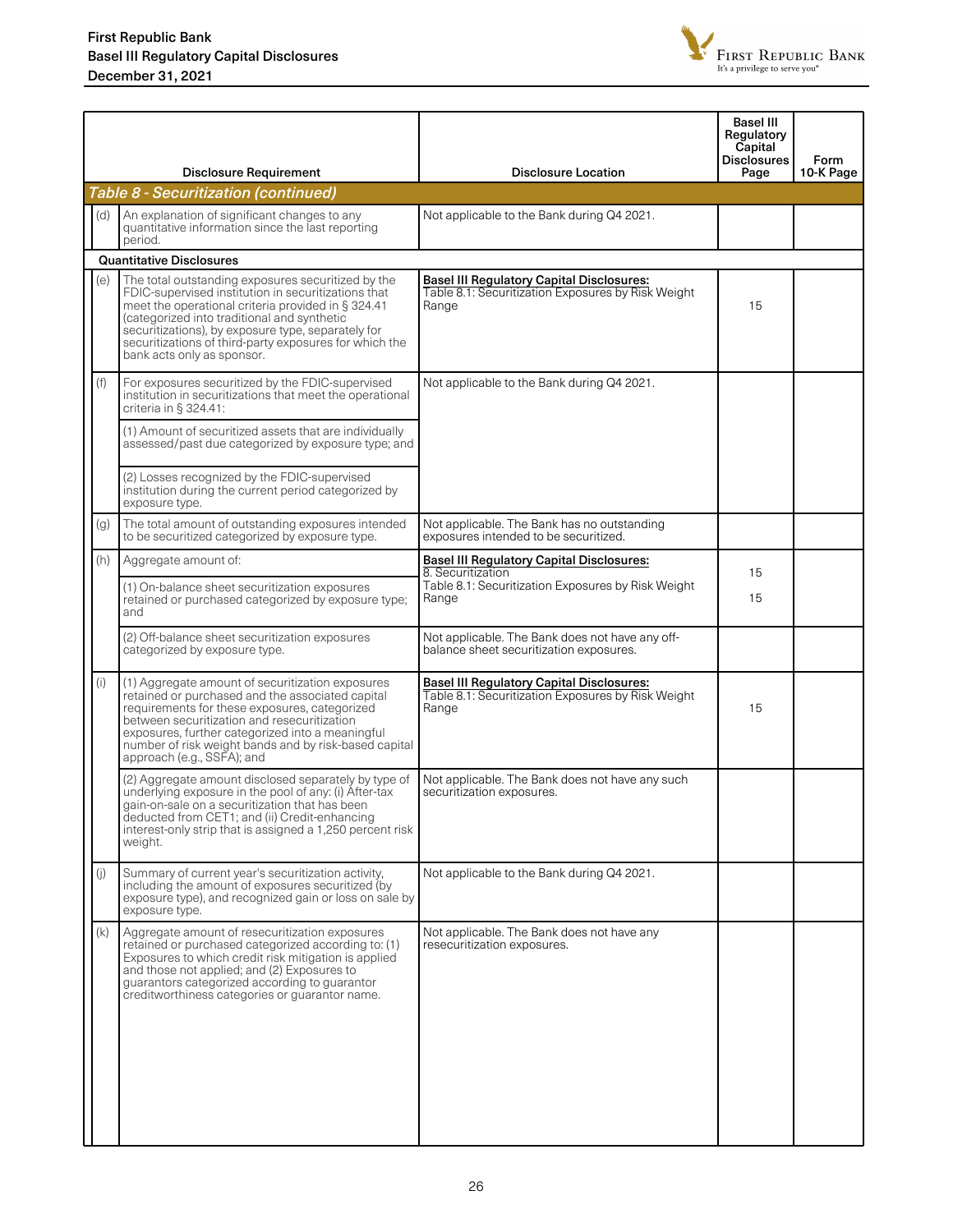| | Disclosure Requirement | Disclosure Location | Basel III Regulatory Capital Disclosures Page | Form 10-K Page |
|---|---|---|---|---|
| ***Table 8 - Securitization (continued)*** | | | | |
| (d) | An explanation of significant changes to any quantitative information since the last reporting period. | Not applicable to the Bank during Q4 2021. | | |
| **Quantitative Disclosures** | | | | |
| (e) | The total outstanding exposures securitized by the FDIC-supervised institution in securitizations that meet the operational criteria provided in § 324.41 (categorized into traditional and synthetic securitizations), by exposure type, separately for securitizations of third-party exposures for which the bank acts only as sponsor. | **Basel III Regulatory Capital Disclosures:** Table 8.1: Securitization Exposures by Risk Weight Range | 15 | |
| (f) | For exposures securitized by the FDIC-supervised institution in securitizations that meet the operational criteria in § 324.41: | Not applicable to the Bank during Q4 2021. | | |
| | (1) Amount of securitized assets that are individually assessed/past due categorized by exposure type; and | | | |
| | (2) Losses recognized by the FDIC-supervised institution during the current period categorized by exposure type. | | | |
| (g) | The total amount of outstanding exposures intended to be securitized categorized by exposure type. | Not applicable. The Bank has no outstanding exposures intended to be securitized. | | |
| (h) | Aggregate amount of: | **Basel III Regulatory Capital Disclosures:** 8. Securitization | 15 | |
| | (1) On-balance sheet securitization exposures retained or purchased categorized by exposure type; and | Table 8.1: Securitization Exposures by Risk Weight Range | 15 | |
| | (2) Off-balance sheet securitization exposures categorized by exposure type. | Not applicable. The Bank does not have any off-balance sheet securitization exposures. | | |
| (i) | (1) Aggregate amount of securitization exposures retained or purchased and the associated capital requirements for these exposures, categorized between securitization and resecuritization exposures, further categorized into a meaningful number of risk weight bands and by risk-based capital approach (e.g., SSFA); and | **Basel III Regulatory Capital Disclosures:** Table 8.1: Securitization Exposures by Risk Weight Range | 15 | |
| | (2) Aggregate amount disclosed separately by type of underlying exposure in the pool of any: (i) After-tax gain-on-sale on a securitization that has been deducted from CET1; and (ii) Credit-enhancing interest-only strip that is assigned a 1,250 percent risk weight. | Not applicable. The Bank does not have any such securitization exposures. | | |
| (j) | Summary of current year's securitization activity, including the amount of exposures securitized (by exposure type), and recognized gain or loss on sale by exposure type. | Not applicable to the Bank during Q4 2021. | | |
| (k) | Aggregate amount of resecuritization exposures retained or purchased categorized according to: (1) Exposures to which credit risk mitigation is applied and those not applied; and (2) Exposures to guarantors categorized according to guarantor creditworthiness categories or guarantor name. | Not applicable. The Bank does not have any resecuritization exposures. | | |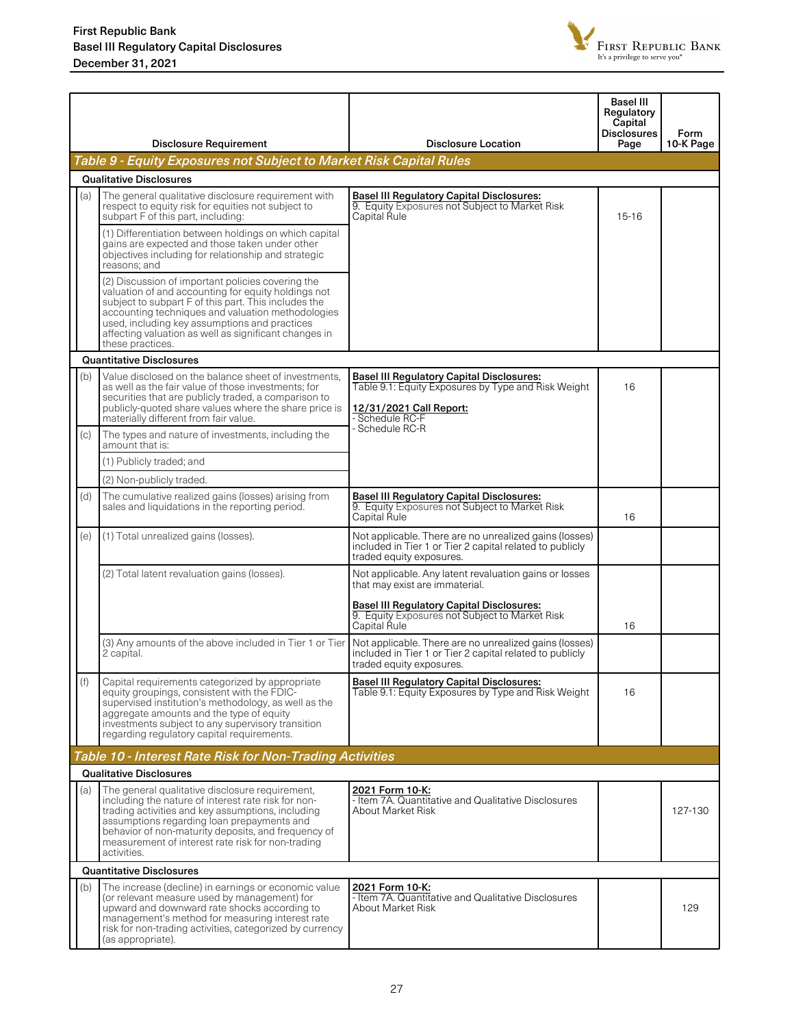**First Republic Bank**
**Basel III Regulatory Capital Disclosures**
**December 31, 2021**

| | Disclosure Requirement | Disclosure Location | Basel III Regulatory Capital Disclosures Page | Form 10-K Page |
|---|---|---|---|---|
| ***Table 9 - Equity Exposures not Subject to Market Risk Capital Rules*** | | | | |
| **Qualitative Disclosures** | | | | |
| (a) | The general qualitative disclosure requirement with respect to equity risk for equities not subject to subpart F of this part, including: | **Basel III Regulatory Capital Disclosures:** 9. Equity Exposures not Subject to Market Risk Capital Rule | 15-16 | |
| | (1) Differentiation between holdings on which capital gains are expected and those taken under other objectives including for relationship and strategic reasons; and | | | |
| | (2) Discussion of important policies covering the valuation of and accounting for equity holdings not subject to subpart F of this part. This includes the accounting techniques and valuation methodologies used, including key assumptions and practices affecting valuation as well as significant changes in these practices. | | | |
| **Quantitative Disclosures** | | | | |
| (b) | Value disclosed on the balance sheet of investments, as well as the fair value of those investments; for securities that are publicly traded, a comparison to publicly-quoted share values where the share price is materially different from fair value. | **Basel III Regulatory Capital Disclosures:** Table 9.1: Equity Exposures by Type and Risk Weight<br><br>**12/31/2021 Call Report:**<br>- Schedule RC-F<br>- Schedule RC-R | 16 | |
| (c) | The types and nature of investments, including the amount that is: | | | |
| | (1) Publicly traded; and | | | |
| | (2) Non-publicly traded. | | | |
| (d) | The cumulative realized gains (losses) arising from sales and liquidations in the reporting period. | **Basel III Regulatory Capital Disclosures:** 9. Equity Exposures not Subject to Market Risk Capital Rule | 16 | |
| (e) | (1) Total unrealized gains (losses). | Not applicable. There are no unrealized gains (losses) included in Tier 1 or Tier 2 capital related to publicly traded equity exposures. | | |
| | (2) Total latent revaluation gains (losses). | Not applicable. Any latent revaluation gains or losses that may exist are immaterial.<br><br>**Basel III Regulatory Capital Disclosures:** 9. Equity Exposures not Subject to Market Risk Capital Rule | 16 | |
| | (3) Any amounts of the above included in Tier 1 or Tier 2 capital. | Not applicable. There are no unrealized gains (losses) included in Tier 1 or Tier 2 capital related to publicly traded equity exposures. | | |
| (f) | Capital requirements categorized by appropriate equity groupings, consistent with the FDIC-supervised institution's methodology, as well as the aggregate amounts and the type of equity investments subject to any supervisory transition regarding regulatory capital requirements. | **Basel III Regulatory Capital Disclosures:** Table 9.1: Equity Exposures by Type and Risk Weight | 16 | |
| ***Table 10 - Interest Rate Risk for Non-Trading Activities*** | | | | |
| **Qualitative Disclosures** | | | | |
| (a) | The general qualitative disclosure requirement, including the nature of interest rate risk for non-trading activities and key assumptions, including assumptions regarding loan prepayments and behavior of non-maturity deposits, and frequency of measurement of interest rate risk for non-trading activities. | **2021 Form 10-K:**<br>- Item 7A. Quantitative and Qualitative Disclosures About Market Risk | | 127-130 |
| **Quantitative Disclosures** | | | | |
| (b) | The increase (decline) in earnings or economic value (or relevant measure used by management) for upward and downward rate shocks according to management's method for measuring interest rate risk for non-trading activities, categorized by currency (as appropriate). | **2021 Form 10-K:**<br>- Item 7A. Quantitative and Qualitative Disclosures About Market Risk | | 129 |